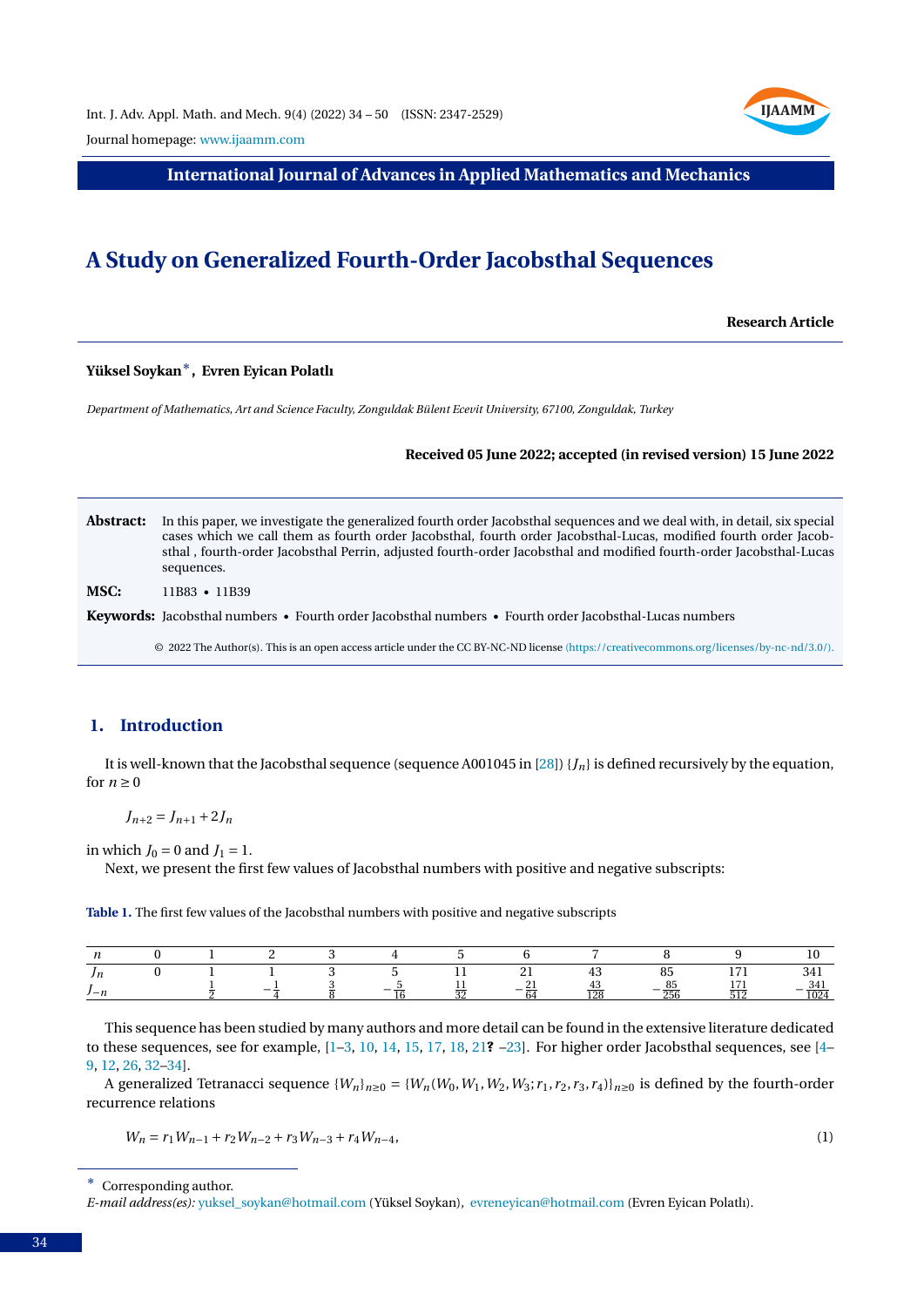**International Journal of Advances in Applied Mathematics and Mechanics**

# A Study on Generalized Fourth-Order Jacobsthal Sequences

**Research Article**

**Yüksel Soykan*, Evren Eyican Polatlı**

*Department of Mathematics, Art and Science Faculty, Zonguldak Bülent Ecevit University, 67100, Zonguldak, Turkey*

**Received 05 June 2022; accepted (in revised version) 15 June 2022**

**Abstract:** In this paper, we investigate the generalized fourth order Jacobsthal sequences and we deal with, in detail, six special cases which we call them as fourth order Jacobsthal, fourth order Jacobsthal-Lucas, modified fourth order Jacobsthal , fourth-order Jacobsthal Perrin, adjusted fourth-order Jacobsthal and modified fourth-order Jacobsthal-Lucas sequences.

**MSC:** 11B83 • 11B39

**Keywords:** Jacobsthal numbers • Fourth order Jacobsthal numbers • Fourth order Jacobsthal-Lucas numbers

© 2022 The Author(s). This is an open access article under the CC BY-NC-ND license (https://creativecommons.org/licenses/by-nc-nd/3.0/).

## 1. Introduction

It is well-known that the Jacobsthal sequence (sequence A001045 in [28]) $\{J_n\}$ is defined recursively by the equation, for $n \geq 0$

$$J_{n+2} = J_{n+1} + 2J_n$$

in which $J_0 = 0$ and $J_1 = 1$.

Next, we present the first few values of Jacobsthal numbers with positive and negative subscripts:

**Table 1.** The first few values of the Jacobsthal numbers with positive and negative subscripts

| $n$ | 0 | 1 | 2 | 3 | 4 | 5 | 6 | 7 | 8 | 9 | 10 |
|---|---|---|---|---|---|---|---|---|---|---|---|
| $J_n$ | 0 | 1 | 1 | 3 | 5 | 11 | 21 | 43 | 85 | 171 | 341 |
| $J_{-n}$ | | $\frac{1}{2}$ | $-\frac{1}{4}$ | $\frac{3}{8}$ | $-\frac{5}{16}$ | $\frac{11}{32}$ | $-\frac{21}{64}$ | $\frac{43}{128}$ | $-\frac{85}{256}$ | $\frac{171}{512}$ | $-\frac{341}{1024}$ |

This sequence has been studied by many authors and more detail can be found in the extensive literature dedicated to these sequences, see for example, [1–3, 10, 14, 15, 17, 18, 21**?** –23]. For higher order Jacobsthal sequences, see [4–9, 12, 26, 32–34].

A generalized Tetranacci sequence $\{W_n\}_{n\geq 0} = \{W_n(W_0, W_1, W_2, W_3; r_1, r_2, r_3, r_4)\}_{n\geq 0}$ is defined by the fourth-order recurrence relations

$$W_n = r_1 W_{n-1} + r_2 W_{n-2} + r_3 W_{n-3} + r_4 W_{n-4}, \tag{1}$$

---

\* Corresponding author.

*E-mail address(es):* yuksel_soykan@hotmail.com (Yüksel Soykan), evreneyican@hotmail.com (Evren Eyican Polatlı).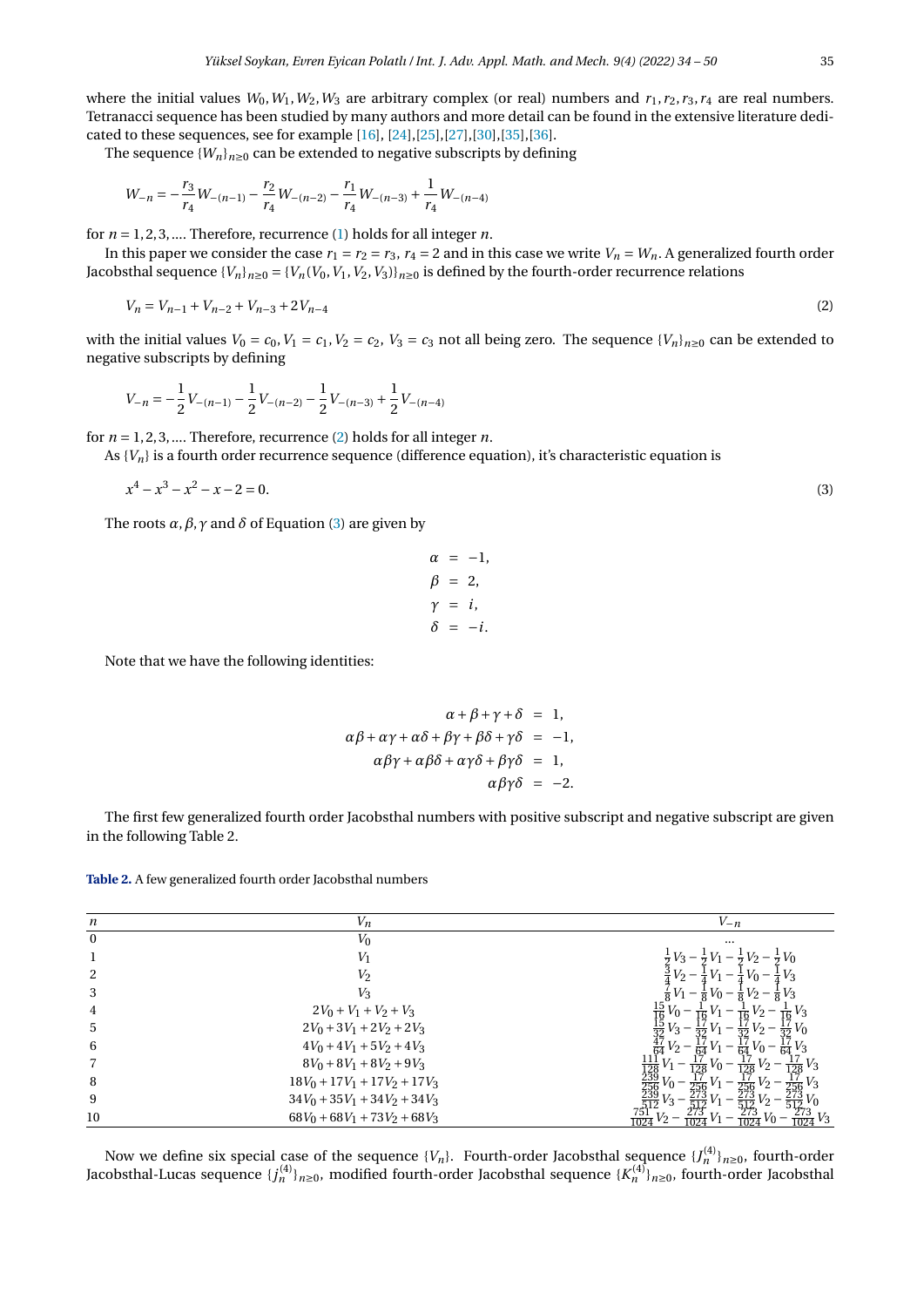where the initial values $W_0, W_1, W_2, W_3$ are arbitrary complex (or real) numbers and $r_1, r_2, r_3, r_4$ are real numbers. Tetranacci sequence has been studied by many authors and more detail can be found in the extensive literature dedicated to these sequences, see for example [16], [24],[25],[27],[30],[35],[36].

The sequence $\{W_n\}_{n\geq 0}$ can be extended to negative subscripts by defining

$$W_{-n} = -\frac{r_3}{r_4}W_{-(n-1)} - \frac{r_2}{r_4}W_{-(n-2)} - \frac{r_1}{r_4}W_{-(n-3)} + \frac{1}{r_4}W_{-(n-4)}$$

for $n = 1, 2, 3, \ldots$. Therefore, recurrence (1) holds for all integer $n$.

In this paper we consider the case $r_1 = r_2 = r_3$, $r_4 = 2$ and in this case we write $V_n = W_n$. A generalized fourth order Jacobsthal sequence $\{V_n\}_{n\geq 0} = \{V_n(V_0, V_1, V_2, V_3)\}_{n\geq 0}$ is defined by the fourth-order recurrence relations

$$V_n = V_{n-1} + V_{n-2} + V_{n-3} + 2V_{n-4} \tag{2}$$

with the initial values $V_0 = c_0, V_1 = c_1, V_2 = c_2, V_3 = c_3$ not all being zero. The sequence $\{V_n\}_{n\geq 0}$ can be extended to negative subscripts by defining

$$V_{-n} = -\frac{1}{2}V_{-(n-1)} - \frac{1}{2}V_{-(n-2)} - \frac{1}{2}V_{-(n-3)} + \frac{1}{2}V_{-(n-4)}$$

for $n = 1, 2, 3, \ldots$. Therefore, recurrence (2) holds for all integer $n$.

As $\{V_n\}$ is a fourth order recurrence sequence (difference equation), it's characteristic equation is

$$x^4 - x^3 - x^2 - x - 2 = 0. \tag{3}$$

The roots $\alpha, \beta, \gamma$ and $\delta$ of Equation (3) are given by

$$\begin{aligned}
\alpha &= -1, \\
\beta &= 2, \\
\gamma &= i, \\
\delta &= -i.
\end{aligned}$$

Note that we have the following identities:

$$\begin{aligned}
\alpha + \beta + \gamma + \delta &= 1, \\
\alpha\beta + \alpha\gamma + \alpha\delta + \beta\gamma + \beta\delta + \gamma\delta &= -1, \\
\alpha\beta\gamma + \alpha\beta\delta + \alpha\gamma\delta + \beta\gamma\delta &= 1, \\
\alpha\beta\gamma\delta &= -2.
\end{aligned}$$

The first few generalized fourth order Jacobsthal numbers with positive subscript and negative subscript are given in the following Table 2.

**Table 2.** A few generalized fourth order Jacobsthal numbers

| $n$ | $V_n$ | $V_{-n}$ |
|---|---|---|
| 0 | $V_0$ | $\ldots$ |
| 1 | $V_1$ | $\frac{1}{2}V_3 - \frac{1}{2}V_1 - \frac{1}{2}V_2 - \frac{1}{2}V_0$ |
| 2 | $V_2$ | $\frac{3}{4}V_2 - \frac{1}{4}V_1 - \frac{1}{4}V_0 - \frac{1}{4}V_3$ |
| 3 | $V_3$ | $\frac{7}{8}V_1 - \frac{1}{8}V_0 - \frac{1}{8}V_2 - \frac{1}{8}V_3$ |
| 4 | $2V_0 + V_1 + V_2 + V_3$ | $\frac{15}{16}V_0 - \frac{1}{16}V_1 - \frac{1}{16}V_2 - \frac{1}{16}V_3$ |
| 5 | $2V_0 + 3V_1 + 2V_2 + 2V_3$ | $\frac{15}{32}V_3 - \frac{17}{32}V_1 - \frac{17}{32}V_2 - \frac{17}{32}V_0$ |
| 6 | $4V_0 + 4V_1 + 5V_2 + 4V_3$ | $\frac{47}{64}V_2 - \frac{17}{64}V_1 - \frac{17}{64}V_0 - \frac{17}{64}V_3$ |
| 7 | $8V_0 + 8V_1 + 8V_2 + 9V_3$ | $\frac{111}{128}V_1 - \frac{17}{128}V_0 - \frac{17}{128}V_2 - \frac{17}{128}V_3$ |
| 8 | $18V_0 + 17V_1 + 17V_2 + 17V_3$ | $\frac{239}{256}V_0 - \frac{17}{256}V_1 - \frac{17}{256}V_2 - \frac{17}{256}V_3$ |
| 9 | $34V_0 + 35V_1 + 34V_2 + 34V_3$ | $\frac{239}{512}V_3 - \frac{273}{512}V_1 - \frac{273}{512}V_2 - \frac{273}{512}V_0$ |
| 10 | $68V_0 + 68V_1 + 73V_2 + 68V_3$ | $\frac{751}{1024}V_2 - \frac{273}{1024}V_1 - \frac{273}{1024}V_0 - \frac{273}{1024}V_3$ |

Now we define six special case of the sequence $\{V_n\}$. Fourth-order Jacobsthal sequence $\{J_n^{(4)}\}_{n\geq 0}$, fourth-order Jacobsthal-Lucas sequence $\{j_n^{(4)}\}_{n\geq 0}$, modified fourth-order Jacobsthal sequence $\{K_n^{(4)}\}_{n\geq 0}$, fourth-order Jacobsthal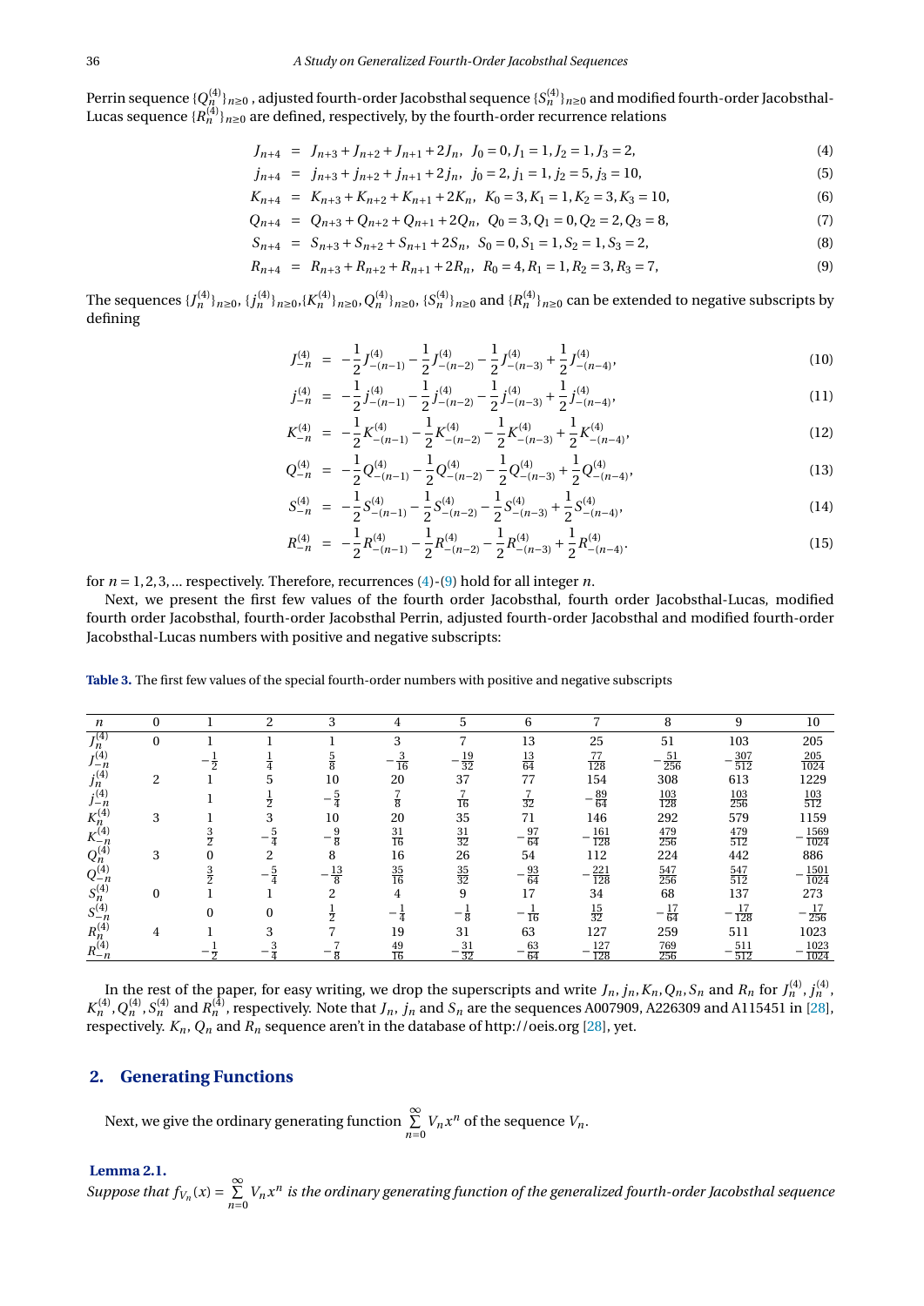Perrin sequence $\{Q_n^{(4)}\}_{n\geq 0}$ , adjusted fourth-order Jacobsthal sequence $\{S_n^{(4)}\}_{n\geq 0}$ and modified fourth-order Jacobsthal-Lucas sequence $\{R_n^{(4)}\}_{n\geq 0}$ are defined, respectively, by the fourth-order recurrence relations

$$J_{n+4} = J_{n+3} + J_{n+2} + J_{n+1} + 2J_n, \quad J_0 = 0, J_1 = 1, J_2 = 1, J_3 = 2, \tag{4}$$

$$j_{n+4} = j_{n+3} + j_{n+2} + j_{n+1} + 2j_n, \quad j_0 = 2, j_1 = 1, j_2 = 5, j_3 = 10, \tag{5}$$

$$K_{n+4} = K_{n+3} + K_{n+2} + K_{n+1} + 2K_n, \quad K_0 = 3, K_1 = 1, K_2 = 3, K_3 = 10, \tag{6}$$

$$Q_{n+4} = Q_{n+3} + Q_{n+2} + Q_{n+1} + 2Q_n, \quad Q_0 = 3, Q_1 = 0, Q_2 = 2, Q_3 = 8, \tag{7}$$

$$S_{n+4} = S_{n+3} + S_{n+2} + S_{n+1} + 2S_n, \quad S_0 = 0, S_1 = 1, S_2 = 1, S_3 = 2, \tag{8}$$

$$R_{n+4} = R_{n+3} + R_{n+2} + R_{n+1} + 2R_n, \quad R_0 = 4, R_1 = 1, R_2 = 3, R_3 = 7, \tag{9}$$

The sequences $\{J_n^{(4)}\}_{n\geq 0}$, $\{j_n^{(4)}\}_{n\geq 0}$, $\{K_n^{(4)}\}_{n\geq 0}$, $Q_n^{(4)}\}_{n\geq 0}$, $\{S_n^{(4)}\}_{n\geq 0}$ and $\{R_n^{(4)}\}_{n\geq 0}$ can be extended to negative subscripts by defining

$$J_{-n}^{(4)} = -\frac{1}{2}J_{-(n-1)}^{(4)} - \frac{1}{2}J_{-(n-2)}^{(4)} - \frac{1}{2}J_{-(n-3)}^{(4)} + \frac{1}{2}J_{-(n-4)}^{(4)}, \tag{10}$$

$$j_{-n}^{(4)} = -\frac{1}{2}j_{-(n-1)}^{(4)} - \frac{1}{2}j_{-(n-2)}^{(4)} - \frac{1}{2}j_{-(n-3)}^{(4)} + \frac{1}{2}j_{-(n-4)}^{(4)}, \tag{11}$$

$$K_{-n}^{(4)} = -\frac{1}{2}K_{-(n-1)}^{(4)} - \frac{1}{2}K_{-(n-2)}^{(4)} - \frac{1}{2}K_{-(n-3)}^{(4)} + \frac{1}{2}K_{-(n-4)}^{(4)}, \tag{12}$$

$$Q_{-n}^{(4)} = -\frac{1}{2}Q_{-(n-1)}^{(4)} - \frac{1}{2}Q_{-(n-2)}^{(4)} - \frac{1}{2}Q_{-(n-3)}^{(4)} + \frac{1}{2}Q_{-(n-4)}^{(4)}, \tag{13}$$

$$S_{-n}^{(4)} = -\frac{1}{2}S_{-(n-1)}^{(4)} - \frac{1}{2}S_{-(n-2)}^{(4)} - \frac{1}{2}S_{-(n-3)}^{(4)} + \frac{1}{2}S_{-(n-4)}^{(4)}, \tag{14}$$

$$R_{-n}^{(4)} = -\frac{1}{2}R_{-(n-1)}^{(4)} - \frac{1}{2}R_{-(n-2)}^{(4)} - \frac{1}{2}R_{-(n-3)}^{(4)} + \frac{1}{2}R_{-(n-4)}^{(4)}. \tag{15}$$

for $n = 1, 2, 3, \ldots$ respectively. Therefore, recurrences (4)-(9) hold for all integer $n$.

Next, we present the first few values of the fourth order Jacobsthal, fourth order Jacobsthal-Lucas, modified fourth order Jacobsthal, fourth-order Jacobsthal Perrin, adjusted fourth-order Jacobsthal and modified fourth-order Jacobsthal-Lucas numbers with positive and negative subscripts:

**Table 3.** The first few values of the special fourth-order numbers with positive and negative subscripts

| $n$ | 0 | 1 | 2 | 3 | 4 | 5 | 6 | 7 | 8 | 9 | 10 |
|---|---|---|---|---|---|---|---|---|---|---|---|
| $J_n^{(4)}$ | 0 | 1 | 1 | 1 | 3 | 7 | 13 | 25 | 51 | 103 | 205 |
| $J_{-n}^{(4)}$ | | $-\frac{1}{2}$ | $\frac{1}{4}$ | $\frac{5}{8}$ | $-\frac{3}{16}$ | $-\frac{19}{32}$ | $\frac{13}{64}$ | $\frac{77}{128}$ | $-\frac{51}{256}$ | $-\frac{307}{512}$ | $\frac{205}{1024}$ |
| $j_n^{(4)}$ | 2 | 1 | 5 | 10 | 20 | 37 | 77 | 154 | 308 | 613 | 1229 |
| $j_{-n}^{(4)}$ | | 1 | $\frac{1}{2}$ | $-\frac{5}{4}$ | $\frac{7}{8}$ | $\frac{7}{16}$ | $\frac{7}{32}$ | $-\frac{89}{64}$ | $\frac{103}{128}$ | $\frac{103}{256}$ | $\frac{103}{512}$ |
| $K_n^{(4)}$ | 3 | 1 | 3 | 10 | 20 | 35 | 71 | 146 | 292 | 579 | 1159 |
| $K_{-n}^{(4)}$ | | $\frac{3}{2}$ | $-\frac{5}{4}$ | $-\frac{9}{8}$ | $\frac{31}{16}$ | $\frac{31}{32}$ | $-\frac{97}{64}$ | $-\frac{161}{128}$ | $\frac{479}{256}$ | $\frac{479}{512}$ | $-\frac{1569}{1024}$ |
| $Q_n^{(4)}$ | 3 | 0 | 2 | 8 | 16 | 26 | 54 | 112 | 224 | 442 | 886 |
| $Q_{-n}^{(4)}$ | | $\frac{3}{2}$ | $-\frac{5}{4}$ | $-\frac{13}{8}$ | $\frac{35}{16}$ | $\frac{35}{32}$ | $-\frac{93}{64}$ | $-\frac{221}{128}$ | $\frac{547}{256}$ | $\frac{547}{512}$ | $-\frac{1501}{1024}$ |
| $S_n^{(4)}$ | 0 | 1 | 1 | 2 | 4 | 9 | 17 | 34 | 68 | 137 | 273 |
| $S_{-n}^{(4)}$ | | 0 | 0 | $\frac{1}{2}$ | $-\frac{1}{4}$ | $-\frac{1}{8}$ | $-\frac{1}{16}$ | $\frac{15}{32}$ | $-\frac{17}{64}$ | $-\frac{17}{128}$ | $-\frac{17}{256}$ |
| $R_n^{(4)}$ | 4 | 1 | 3 | 7 | 19 | 31 | 63 | 127 | 259 | 511 | 1023 |
| $R_{-n}^{(4)}$ | | $-\frac{1}{2}$ | $-\frac{3}{4}$ | $-\frac{7}{8}$ | $\frac{49}{16}$ | $-\frac{31}{32}$ | $-\frac{63}{64}$ | $-\frac{127}{128}$ | $\frac{769}{256}$ | $-\frac{511}{512}$ | $-\frac{1023}{1024}$ |

In the rest of the paper, for easy writing, we drop the superscripts and write $J_n, j_n, K_n, Q_n, S_n$ and $R_n$ for $J_n^{(4)}, j_n^{(4)}$, $K_n^{(4)}, Q_n^{(4)}, S_n^{(4)}$ and $R_n^{(4)}$, respectively. Note that $J_n$, $j_n$ and $S_n$ are the sequences A007909, A226309 and A115451 in [28], respectively. $K_n$, $Q_n$ and $R_n$ sequence aren't in the database of http://oeis.org [28], yet.

## 2. Generating Functions

Next, we give the ordinary generating function $\sum_{n=0}^{\infty} V_n x^n$ of the sequence $V_n$.

**Lemma 2.1.**

*Suppose that $f_{V_n}(x) = \sum_{n=0}^{\infty} V_n x^n$ is the ordinary generating function of the generalized fourth-order Jacobsthal sequence*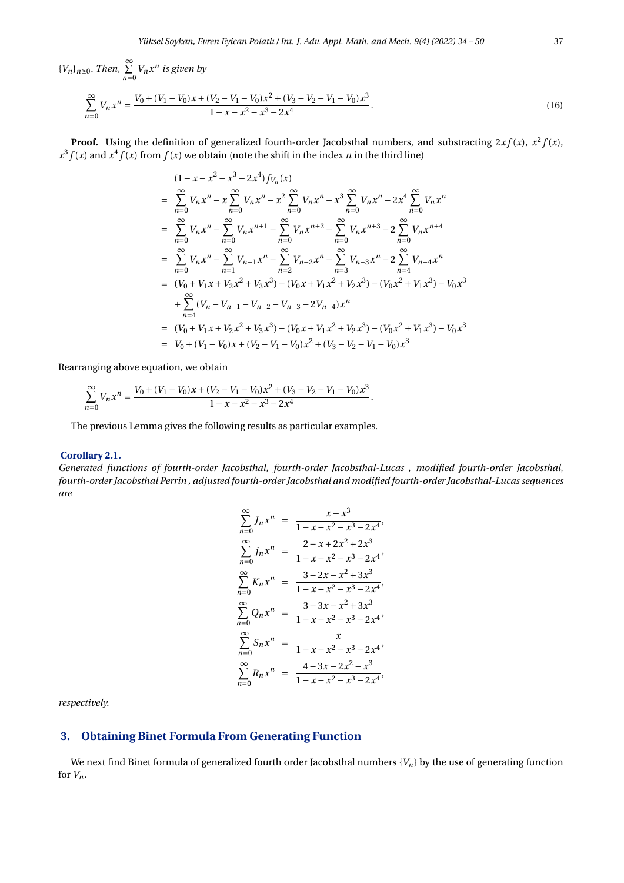$\{V_n\}_{n\geq 0}$. *Then,* $\sum\limits_{n=0}^{\infty} V_n x^n$ *is given by*

$$\sum_{n=0}^{\infty} V_n x^n = \frac{V_0 + (V_1 - V_0)x + (V_2 - V_1 - V_0)x^2 + (V_3 - V_2 - V_1 - V_0)x^3}{1 - x - x^2 - x^3 - 2x^4}. \tag{16}$$

**Proof.** Using the definition of generalized fourth-order Jacobsthal numbers, and substracting $2xf(x)$, $x^2f(x)$, $x^3f(x)$ and $x^4f(x)$ from $f(x)$ we obtain (note the shift in the index $n$ in the third line)

$$\begin{aligned}
&(1 - x - x^2 - x^3 - 2x^4) f_{V_n}(x) \\
&= \sum_{n=0}^{\infty} V_n x^n - x\sum_{n=0}^{\infty} V_n x^n - x^2\sum_{n=0}^{\infty} V_n x^n - x^3\sum_{n=0}^{\infty} V_n x^n - 2x^4\sum_{n=0}^{\infty} V_n x^n \\
&= \sum_{n=0}^{\infty} V_n x^n - \sum_{n=0}^{\infty} V_n x^{n+1} - \sum_{n=0}^{\infty} V_n x^{n+2} - \sum_{n=0}^{\infty} V_n x^{n+3} - 2\sum_{n=0}^{\infty} V_n x^{n+4} \\
&= \sum_{n=0}^{\infty} V_n x^n - \sum_{n=1}^{\infty} V_{n-1} x^{n} - \sum_{n=2}^{\infty} V_{n-2} x^{n} - \sum_{n=3}^{\infty} V_{n-3} x^{n} - 2\sum_{n=4}^{\infty} V_{n-4} x^{n} \\
&= (V_0 + V_1x + V_2x^2 + V_3x^3) - (V_0x + V_1x^2 + V_2x^3) - (V_0x^2 + V_1x^3) - V_0x^3 \\
&\quad + \sum_{n=4}^{\infty} (V_n - V_{n-1} - V_{n-2} - V_{n-3} - 2V_{n-4})x^n \\
&= (V_0 + V_1x + V_2x^2 + V_3x^3) - (V_0x + V_1x^2 + V_2x^3) - (V_0x^2 + V_1x^3) - V_0x^3 \\
&= V_0 + (V_1 - V_0)x + (V_2 - V_1 - V_0)x^2 + (V_3 - V_2 - V_1 - V_0)x^3
\end{aligned}$$

Rearranging above equation, we obtain

$$\sum_{n=0}^{\infty} V_n x^n = \frac{V_0 + (V_1 - V_0)x + (V_2 - V_1 - V_0)x^2 + (V_3 - V_2 - V_1 - V_0)x^3}{1 - x - x^2 - x^3 - 2x^4}.$$

The previous Lemma gives the following results as particular examples.

**Corollary 2.1.**
*Generated functions of fourth-order Jacobsthal, fourth-order Jacobsthal-Lucas , modified fourth-order Jacobsthal, fourth-order Jacobsthal Perrin , adjusted fourth-order Jacobsthal and modified fourth-order Jacobsthal-Lucas sequences are*

$$\begin{aligned}
\sum_{n=0}^{\infty} J_n x^n &= \frac{x - x^3}{1 - x - x^2 - x^3 - 2x^4}, \\
\sum_{n=0}^{\infty} j_n x^n &= \frac{2 - x + 2x^2 + 2x^3}{1 - x - x^2 - x^3 - 2x^4}, \\
\sum_{n=0}^{\infty} K_n x^n &= \frac{3 - 2x - x^2 + 3x^3}{1 - x - x^2 - x^3 - 2x^4}, \\
\sum_{n=0}^{\infty} Q_n x^n &= \frac{3 - 3x - x^2 + 3x^3}{1 - x - x^2 - x^3 - 2x^4}, \\
\sum_{n=0}^{\infty} S_n x^n &= \frac{x}{1 - x - x^2 - x^3 - 2x^4}, \\
\sum_{n=0}^{\infty} R_n x^n &= \frac{4 - 3x - 2x^2 - x^3}{1 - x - x^2 - x^3 - 2x^4},
\end{aligned}$$

*respectively.*

## 3. Obtaining Binet Formula From Generating Function

We next find Binet formula of generalized fourth order Jacobsthal numbers $\{V_n\}$ by the use of generating function for $V_n$.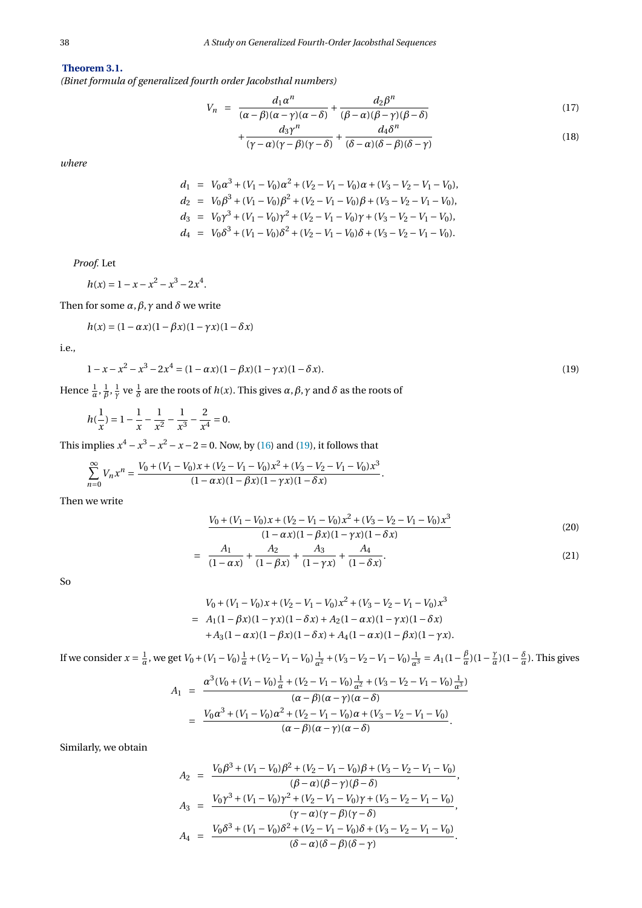**Theorem 3.1.**
*(Binet formula of generalized fourth order Jacobsthal numbers)*

$$V_n = \frac{d_1\alpha^n}{(\alpha-\beta)(\alpha-\gamma)(\alpha-\delta)} + \frac{d_2\beta^n}{(\beta-\alpha)(\beta-\gamma)(\beta-\delta)} \tag{17}$$

$$+\frac{d_3\gamma^n}{(\gamma-\alpha)(\gamma-\beta)(\gamma-\delta)} + \frac{d_4\delta^n}{(\delta-\alpha)(\delta-\beta)(\delta-\gamma)} \tag{18}$$

*where*

$$\begin{aligned}
d_1 &= V_0\alpha^3 + (V_1-V_0)\alpha^2 + (V_2-V_1-V_0)\alpha + (V_3-V_2-V_1-V_0),\\
d_2 &= V_0\beta^3 + (V_1-V_0)\beta^2 + (V_2-V_1-V_0)\beta + (V_3-V_2-V_1-V_0),\\
d_3 &= V_0\gamma^3 + (V_1-V_0)\gamma^2 + (V_2-V_1-V_0)\gamma + (V_3-V_2-V_1-V_0),\\
d_4 &= V_0\delta^3 + (V_1-V_0)\delta^2 + (V_2-V_1-V_0)\delta + (V_3-V_2-V_1-V_0).
\end{aligned}$$

*Proof.* Let

$$h(x) = 1 - x - x^2 - x^3 - 2x^4.$$

Then for some $\alpha, \beta, \gamma$ and $\delta$ we write

$$h(x) = (1-\alpha x)(1-\beta x)(1-\gamma x)(1-\delta x)$$

i.e.,

$$1 - x - x^2 - x^3 - 2x^4 = (1-\alpha x)(1-\beta x)(1-\gamma x)(1-\delta x). \tag{19}$$

Hence $\frac{1}{\alpha}, \frac{1}{\beta}, \frac{1}{\gamma}$ ve $\frac{1}{\delta}$ are the roots of $h(x)$. This gives $\alpha, \beta, \gamma$ and $\delta$ as the roots of

$$h(\frac{1}{x}) = 1 - \frac{1}{x} - \frac{1}{x^2} - \frac{1}{x^3} - \frac{2}{x^4} = 0.$$

This implies $x^4 - x^3 - x^2 - x - 2 = 0$. Now, by (16) and (19), it follows that

$$\sum_{n=0}^{\infty} V_n x^n = \frac{V_0 + (V_1-V_0)x + (V_2-V_1-V_0)x^2 + (V_3-V_2-V_1-V_0)x^3}{(1-\alpha x)(1-\beta x)(1-\gamma x)(1-\delta x)}.$$

Then we write

$$\frac{V_0 + (V_1-V_0)x + (V_2-V_1-V_0)x^2 + (V_3-V_2-V_1-V_0)x^3}{(1-\alpha x)(1-\beta x)(1-\gamma x)(1-\delta x)} \tag{20}$$

$$= \frac{A_1}{(1-\alpha x)} + \frac{A_2}{(1-\beta x)} + \frac{A_3}{(1-\gamma x)} + \frac{A_4}{(1-\delta x)}. \tag{21}$$

So

$$\begin{aligned}
&V_0 + (V_1-V_0)x + (V_2-V_1-V_0)x^2 + (V_3-V_2-V_1-V_0)x^3\\
&= A_1(1-\beta x)(1-\gamma x)(1-\delta x) + A_2(1-\alpha x)(1-\gamma x)(1-\delta x)\\
&\quad + A_3(1-\alpha x)(1-\beta x)(1-\delta x) + A_4(1-\alpha x)(1-\beta x)(1-\gamma x).
\end{aligned}$$

If we consider $x = \frac{1}{\alpha}$, we get $V_0 + (V_1-V_0)\frac{1}{\alpha} + (V_2-V_1-V_0)\frac{1}{\alpha^2} + (V_3-V_2-V_1-V_0)\frac{1}{\alpha^3} = A_1(1-\frac{\beta}{\alpha})(1-\frac{\gamma}{\alpha})(1-\frac{\delta}{\alpha})$. This gives

$$\begin{aligned}
A_1 &= \frac{\alpha^3(V_0 + (V_1-V_0)\frac{1}{\alpha} + (V_2-V_1-V_0)\frac{1}{\alpha^2} + (V_3-V_2-V_1-V_0)\frac{1}{\alpha^3})}{(\alpha-\beta)(\alpha-\gamma)(\alpha-\delta)}\\
&= \frac{V_0\alpha^3 + (V_1-V_0)\alpha^2 + (V_2-V_1-V_0)\alpha + (V_3-V_2-V_1-V_0)}{(\alpha-\beta)(\alpha-\gamma)(\alpha-\delta)}.
\end{aligned}$$

Similarly, we obtain

$$\begin{aligned}
A_2 &= \frac{V_0\beta^3 + (V_1-V_0)\beta^2 + (V_2-V_1-V_0)\beta + (V_3-V_2-V_1-V_0)}{(\beta-\alpha)(\beta-\gamma)(\beta-\delta)},\\
A_3 &= \frac{V_0\gamma^3 + (V_1-V_0)\gamma^2 + (V_2-V_1-V_0)\gamma + (V_3-V_2-V_1-V_0)}{(\gamma-\alpha)(\gamma-\beta)(\gamma-\delta)},\\
A_4 &= \frac{V_0\delta^3 + (V_1-V_0)\delta^2 + (V_2-V_1-V_0)\delta + (V_3-V_2-V_1-V_0)}{(\delta-\alpha)(\delta-\beta)(\delta-\gamma)}.
\end{aligned}$$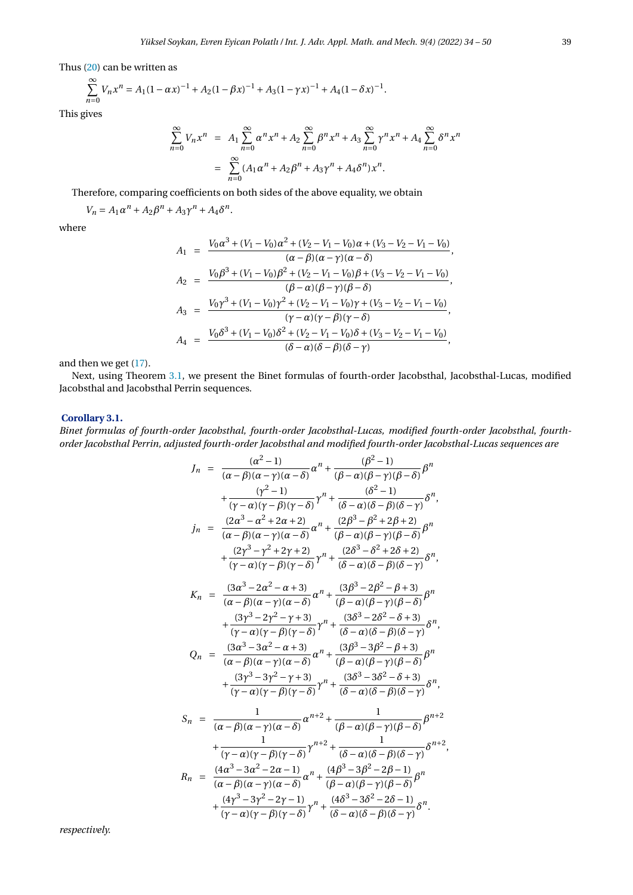Thus (20) can be written as

$$\sum_{n=0}^{\infty} V_n x^n = A_1(1-\alpha x)^{-1} + A_2(1-\beta x)^{-1} + A_3(1-\gamma x)^{-1} + A_4(1-\delta x)^{-1}.$$

This gives

$$\begin{aligned}
\sum_{n=0}^{\infty} V_n x^n &= A_1 \sum_{n=0}^{\infty} \alpha^n x^n + A_2 \sum_{n=0}^{\infty} \beta^n x^n + A_3 \sum_{n=0}^{\infty} \gamma^n x^n + A_4 \sum_{n=0}^{\infty} \delta^n x^n \\
&= \sum_{n=0}^{\infty} (A_1\alpha^n + A_2\beta^n + A_3\gamma^n + A_4\delta^n) x^n.
\end{aligned}$$

Therefore, comparing coefficients on both sides of the above equality, we obtain

$$V_n = A_1\alpha^n + A_2\beta^n + A_3\gamma^n + A_4\delta^n.$$

where

$$\begin{aligned}
A_1 &= \frac{V_0\alpha^3 + (V_1 - V_0)\alpha^2 + (V_2 - V_1 - V_0)\alpha + (V_3 - V_2 - V_1 - V_0)}{(\alpha-\beta)(\alpha-\gamma)(\alpha-\delta)}, \\
A_2 &= \frac{V_0\beta^3 + (V_1 - V_0)\beta^2 + (V_2 - V_1 - V_0)\beta + (V_3 - V_2 - V_1 - V_0)}{(\beta-\alpha)(\beta-\gamma)(\beta-\delta)}, \\
A_3 &= \frac{V_0\gamma^3 + (V_1 - V_0)\gamma^2 + (V_2 - V_1 - V_0)\gamma + (V_3 - V_2 - V_1 - V_0)}{(\gamma-\alpha)(\gamma-\beta)(\gamma-\delta)}, \\
A_4 &= \frac{V_0\delta^3 + (V_1 - V_0)\delta^2 + (V_2 - V_1 - V_0)\delta + (V_3 - V_2 - V_1 - V_0)}{(\delta-\alpha)(\delta-\beta)(\delta-\gamma)},
\end{aligned}$$

and then we get (17).

Next, using Theorem 3.1, we present the Binet formulas of fourth-order Jacobsthal, Jacobsthal-Lucas, modified Jacobsthal and Jacobsthal Perrin sequences.

**Corollary 3.1.**

*Binet formulas of fourth-order Jacobsthal, fourth-order Jacobsthal-Lucas, modified fourth-order Jacobsthal, fourth-order Jacobsthal Perrin, adjusted fourth-order Jacobsthal and modified fourth-order Jacobsthal-Lucas sequences are*

$$\begin{aligned}
J_n &= \frac{(\alpha^2-1)}{(\alpha-\beta)(\alpha-\gamma)(\alpha-\delta)}\alpha^n + \frac{(\beta^2-1)}{(\beta-\alpha)(\beta-\gamma)(\beta-\delta)}\beta^n \\
&\quad + \frac{(\gamma^2-1)}{(\gamma-\alpha)(\gamma-\beta)(\gamma-\delta)}\gamma^n + \frac{(\delta^2-1)}{(\delta-\alpha)(\delta-\beta)(\delta-\gamma)}\delta^n, \\
j_n &= \frac{(2\alpha^3-\alpha^2+2\alpha+2)}{(\alpha-\beta)(\alpha-\gamma)(\alpha-\delta)}\alpha^n + \frac{(2\beta^3-\beta^2+2\beta+2)}{(\beta-\alpha)(\beta-\gamma)(\beta-\delta)}\beta^n \\
&\quad + \frac{(2\gamma^3-\gamma^2+2\gamma+2)}{(\gamma-\alpha)(\gamma-\beta)(\gamma-\delta)}\gamma^n + \frac{(2\delta^3-\delta^2+2\delta+2)}{(\delta-\alpha)(\delta-\beta)(\delta-\gamma)}\delta^n, \\
K_n &= \frac{(3\alpha^3-2\alpha^2-\alpha+3)}{(\alpha-\beta)(\alpha-\gamma)(\alpha-\delta)}\alpha^n + \frac{(3\beta^3-2\beta^2-\beta+3)}{(\beta-\alpha)(\beta-\gamma)(\beta-\delta)}\beta^n \\
&\quad + \frac{(3\gamma^3-2\gamma^2-\gamma+3)}{(\gamma-\alpha)(\gamma-\beta)(\gamma-\delta)}\gamma^n + \frac{(3\delta^3-2\delta^2-\delta+3)}{(\delta-\alpha)(\delta-\beta)(\delta-\gamma)}\delta^n, \\
Q_n &= \frac{(3\alpha^3-3\alpha^2-\alpha+3)}{(\alpha-\beta)(\alpha-\gamma)(\alpha-\delta)}\alpha^n + \frac{(3\beta^3-3\beta^2-\beta+3)}{(\beta-\alpha)(\beta-\gamma)(\beta-\delta)}\beta^n \\
&\quad + \frac{(3\gamma^3-3\gamma^2-\gamma+3)}{(\gamma-\alpha)(\gamma-\beta)(\gamma-\delta)}\gamma^n + \frac{(3\delta^3-3\delta^2-\delta+3)}{(\delta-\alpha)(\delta-\beta)(\delta-\gamma)}\delta^n, \\
S_n &= \frac{1}{(\alpha-\beta)(\alpha-\gamma)(\alpha-\delta)}\alpha^{n+2} + \frac{1}{(\beta-\alpha)(\beta-\gamma)(\beta-\delta)}\beta^{n+2} \\
&\quad + \frac{1}{(\gamma-\alpha)(\gamma-\beta)(\gamma-\delta)}\gamma^{n+2} + \frac{1}{(\delta-\alpha)(\delta-\beta)(\delta-\gamma)}\delta^{n+2}, \\
R_n &= \frac{(4\alpha^3-3\alpha^2-2\alpha-1)}{(\alpha-\beta)(\alpha-\gamma)(\alpha-\delta)}\alpha^n + \frac{(4\beta^3-3\beta^2-2\beta-1)}{(\beta-\alpha)(\beta-\gamma)(\beta-\delta)}\beta^n \\
&\quad + \frac{(4\gamma^3-3\gamma^2-2\gamma-1)}{(\gamma-\alpha)(\gamma-\beta)(\gamma-\delta)}\gamma^n + \frac{(4\delta^3-3\delta^2-2\delta-1)}{(\delta-\alpha)(\delta-\beta)(\delta-\gamma)}\delta^n.
\end{aligned}$$

*respectively.*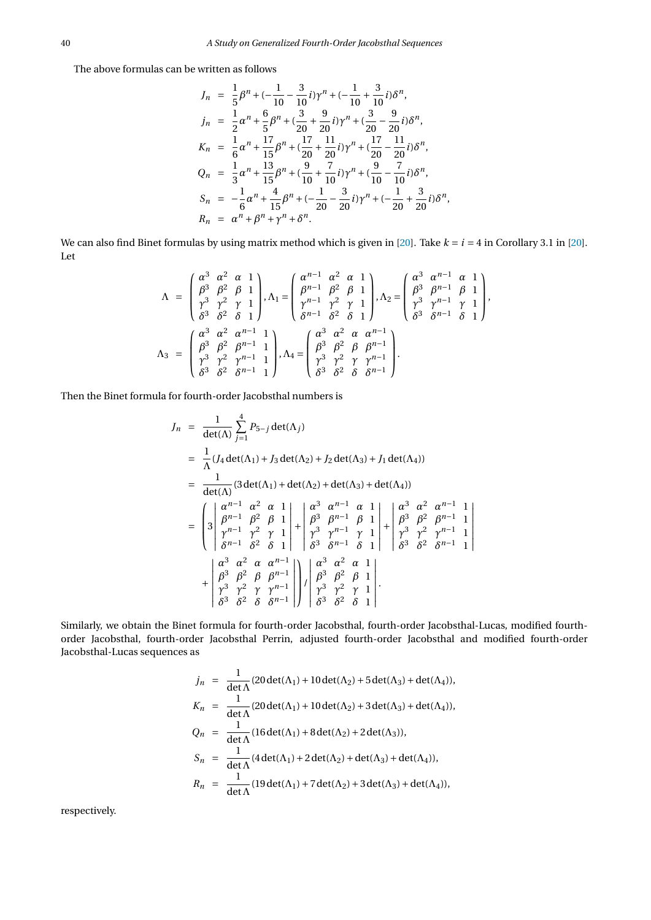The above formulas can be written as follows

$$
\begin{aligned}
J_n &= \frac{1}{5}\beta^n + (-\frac{1}{10} - \frac{3}{10}i)\gamma^n + (-\frac{1}{10} + \frac{3}{10}i)\delta^n, \\
j_n &= \frac{1}{2}\alpha^n + \frac{6}{5}\beta^n + (\frac{3}{20} + \frac{9}{20}i)\gamma^n + (\frac{3}{20} - \frac{9}{20}i)\delta^n, \\
K_n &= \frac{1}{6}\alpha^n + \frac{17}{15}\beta^n + (\frac{17}{20} + \frac{11}{20}i)\gamma^n + (\frac{17}{20} - \frac{11}{20}i)\delta^n, \\
Q_n &= \frac{1}{3}\alpha^n + \frac{13}{15}\beta^n + (\frac{9}{10} + \frac{7}{10}i)\gamma^n + (\frac{9}{10} - \frac{7}{10}i)\delta^n, \\
S_n &= -\frac{1}{6}\alpha^n + \frac{4}{15}\beta^n + (-\frac{1}{20} - \frac{3}{20}i)\gamma^n + (-\frac{1}{20} + \frac{3}{20}i)\delta^n, \\
R_n &= \alpha^n + \beta^n + \gamma^n + \delta^n.
\end{aligned}
$$

We can also find Binet formulas by using matrix method which is given in [20]. Take $k = i = 4$ in Corollary 3.1 in [20]. Let

$$
\begin{aligned}
\Lambda &= \begin{pmatrix} \alpha^3 & \alpha^2 & \alpha & 1 \\ \beta^3 & \beta^2 & \beta & 1 \\ \gamma^3 & \gamma^2 & \gamma & 1 \\ \delta^3 & \delta^2 & \delta & 1 \end{pmatrix}, \Lambda_1 = \begin{pmatrix} \alpha^{n-1} & \alpha^2 & \alpha & 1 \\ \beta^{n-1} & \beta^2 & \beta & 1 \\ \gamma^{n-1} & \gamma^2 & \gamma & 1 \\ \delta^{n-1} & \delta^2 & \delta & 1 \end{pmatrix}, \Lambda_2 = \begin{pmatrix} \alpha^3 & \alpha^{n-1} & \alpha & 1 \\ \beta^3 & \beta^{n-1} & \beta & 1 \\ \gamma^3 & \gamma^{n-1} & \gamma & 1 \\ \delta^3 & \delta^{n-1} & \delta & 1 \end{pmatrix}, \\
\Lambda_3 &= \begin{pmatrix} \alpha^3 & \alpha^2 & \alpha^{n-1} & 1 \\ \beta^3 & \beta^2 & \beta^{n-1} & 1 \\ \gamma^3 & \gamma^2 & \gamma^{n-1} & 1 \\ \delta^3 & \delta^2 & \delta^{n-1} & 1 \end{pmatrix}, \Lambda_4 = \begin{pmatrix} \alpha^3 & \alpha^2 & \alpha & \alpha^{n-1} \\ \beta^3 & \beta^2 & \beta & \beta^{n-1} \\ \gamma^3 & \gamma^2 & \gamma & \gamma^{n-1} \\ \delta^3 & \delta^2 & \delta & \delta^{n-1} \end{pmatrix}.
\end{aligned}
$$

Then the Binet formula for fourth-order Jacobsthal numbers is

$$
\begin{aligned}
J_n &= \frac{1}{\det(\Lambda)} \sum_{j=1}^{4} P_{5-j} \det(\Lambda_j) \\
&= \frac{1}{\Lambda}(J_4 \det(\Lambda_1) + J_3 \det(\Lambda_2) + J_2 \det(\Lambda_3) + J_1 \det(\Lambda_4)) \\
&= \frac{1}{\det(\Lambda)}(3\det(\Lambda_1) + \det(\Lambda_2) + \det(\Lambda_3) + \det(\Lambda_4)) \\
&= \left( 3 \begin{vmatrix} \alpha^{n-1} & \alpha^2 & \alpha & 1 \\ \beta^{n-1} & \beta^2 & \beta & 1 \\ \gamma^{n-1} & \gamma^2 & \gamma & 1 \\ \delta^{n-1} & \delta^2 & \delta & 1 \end{vmatrix} + \begin{vmatrix} \alpha^3 & \alpha^{n-1} & \alpha & 1 \\ \beta^3 & \beta^{n-1} & \beta & 1 \\ \gamma^3 & \gamma^{n-1} & \gamma & 1 \\ \delta^3 & \delta^{n-1} & \delta & 1 \end{vmatrix} + \begin{vmatrix} \alpha^3 & \alpha^2 & \alpha^{n-1} & 1 \\ \beta^3 & \beta^2 & \beta^{n-1} & 1 \\ \gamma^3 & \gamma^2 & \gamma^{n-1} & 1 \\ \delta^3 & \delta^2 & \delta^{n-1} & 1 \end{vmatrix} \right. \\
&\quad \left. + \begin{vmatrix} \alpha^3 & \alpha^2 & \alpha & \alpha^{n-1} \\ \beta^3 & \beta^2 & \beta & \beta^{n-1} \\ \gamma^3 & \gamma^2 & \gamma & \gamma^{n-1} \\ \delta^3 & \delta^2 & \delta & \delta^{n-1} \end{vmatrix} \right) / \begin{vmatrix} \alpha^3 & \alpha^2 & \alpha & 1 \\ \beta^3 & \beta^2 & \beta & 1 \\ \gamma^3 & \gamma^2 & \gamma & 1 \\ \delta^3 & \delta^2 & \delta & 1 \end{vmatrix}.
\end{aligned}
$$

Similarly, we obtain the Binet formula for fourth-order Jacobsthal, fourth-order Jacobsthal-Lucas, modified fourth-order Jacobsthal, fourth-order Jacobsthal Perrin, adjusted fourth-order Jacobsthal and modified fourth-order Jacobsthal-Lucas sequences as

$$
\begin{aligned}
j_n &= \frac{1}{\det \Lambda}(20\det(\Lambda_1) + 10\det(\Lambda_2) + 5\det(\Lambda_3) + \det(\Lambda_4)), \\
K_n &= \frac{1}{\det \Lambda}(20\det(\Lambda_1) + 10\det(\Lambda_2) + 3\det(\Lambda_3) + \det(\Lambda_4)), \\
Q_n &= \frac{1}{\det \Lambda}(16\det(\Lambda_1) + 8\det(\Lambda_2) + 2\det(\Lambda_3)), \\
S_n &= \frac{1}{\det \Lambda}(4\det(\Lambda_1) + 2\det(\Lambda_2) + \det(\Lambda_3) + \det(\Lambda_4)), \\
R_n &= \frac{1}{\det \Lambda}(19\det(\Lambda_1) + 7\det(\Lambda_2) + 3\det(\Lambda_3) + \det(\Lambda_4)),
\end{aligned}
$$

respectively.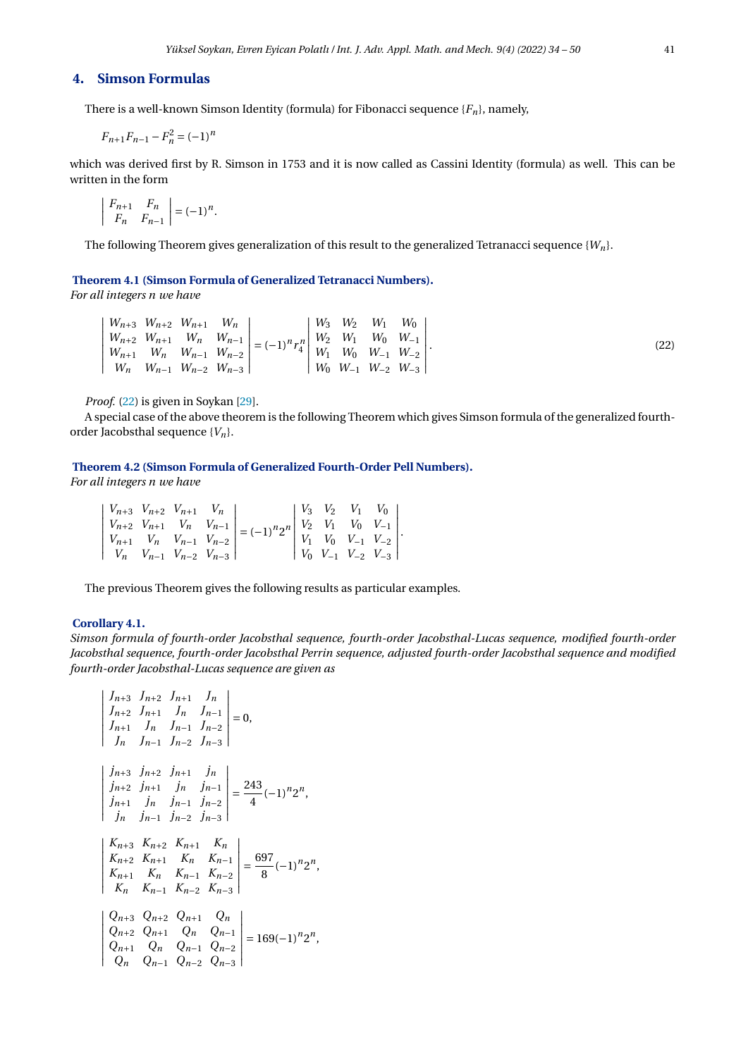## 4. Simson Formulas

There is a well-known Simson Identity (formula) for Fibonacci sequence $\{F_n\}$, namely,

$$F_{n+1}F_{n-1} - F_n^2 = (-1)^n$$

which was derived first by R. Simson in 1753 and it is now called as Cassini Identity (formula) as well. This can be written in the form

$$\begin{vmatrix} F_{n+1} & F_n \\ F_n & F_{n-1} \end{vmatrix} = (-1)^n.$$

The following Theorem gives generalization of this result to the generalized Tetranacci sequence $\{W_n\}$.

**Theorem 4.1 (Simson Formula of Generalized Tetranacci Numbers).**
*For all integers n we have*

$$\begin{vmatrix} W_{n+3} & W_{n+2} & W_{n+1} & W_n \\ W_{n+2} & W_{n+1} & W_n & W_{n-1} \\ W_{n+1} & W_n & W_{n-1} & W_{n-2} \\ W_n & W_{n-1} & W_{n-2} & W_{n-3} \end{vmatrix} = (-1)^n r_4^n \begin{vmatrix} W_3 & W_2 & W_1 & W_0 \\ W_2 & W_1 & W_0 & W_{-1} \\ W_1 & W_0 & W_{-1} & W_{-2} \\ W_0 & W_{-1} & W_{-2} & W_{-3} \end{vmatrix}. \tag{22}$$

*Proof.* (22) is given in Soykan [29].

A special case of the above theorem is the following Theorem which gives Simson formula of the generalized fourth-order Jacobsthal sequence $\{V_n\}$.

**Theorem 4.2 (Simson Formula of Generalized Fourth-Order Pell Numbers).**
*For all integers n we have*

$$\begin{vmatrix} V_{n+3} & V_{n+2} & V_{n+1} & V_n \\ V_{n+2} & V_{n+1} & V_n & V_{n-1} \\ V_{n+1} & V_n & V_{n-1} & V_{n-2} \\ V_n & V_{n-1} & V_{n-2} & V_{n-3} \end{vmatrix} = (-1)^n 2^n \begin{vmatrix} V_3 & V_2 & V_1 & V_0 \\ V_2 & V_1 & V_0 & V_{-1} \\ V_1 & V_0 & V_{-1} & V_{-2} \\ V_0 & V_{-1} & V_{-2} & V_{-3} \end{vmatrix}.$$

The previous Theorem gives the following results as particular examples.

**Corollary 4.1.**
*Simson formula of fourth-order Jacobsthal sequence, fourth-order Jacobsthal-Lucas sequence, modified fourth-order Jacobsthal sequence, fourth-order Jacobsthal Perrin sequence, adjusted fourth-order Jacobsthal sequence and modified fourth-order Jacobsthal-Lucas sequence are given as*

$$\begin{vmatrix} J_{n+3} & J_{n+2} & J_{n+1} & J_n \\ J_{n+2} & J_{n+1} & J_n & J_{n-1} \\ J_{n+1} & J_n & J_{n-1} & J_{n-2} \\ J_n & J_{n-1} & J_{n-2} & J_{n-3} \end{vmatrix} = 0,$$

$$\begin{vmatrix} j_{n+3} & j_{n+2} & j_{n+1} & j_n \\ j_{n+2} & j_{n+1} & j_n & j_{n-1} \\ j_{n+1} & j_n & j_{n-1} & j_{n-2} \\ j_n & j_{n-1} & j_{n-2} & j_{n-3} \end{vmatrix} = \frac{243}{4}(-1)^n 2^n,$$

$$\begin{vmatrix} K_{n+3} & K_{n+2} & K_{n+1} & K_n \\ K_{n+2} & K_{n+1} & K_n & K_{n-1} \\ K_{n+1} & K_n & K_{n-1} & K_{n-2} \\ K_n & K_{n-1} & K_{n-2} & K_{n-3} \end{vmatrix} = \frac{697}{8}(-1)^n 2^n,$$

$$\begin{vmatrix} Q_{n+3} & Q_{n+2} & Q_{n+1} & Q_n \\ Q_{n+2} & Q_{n+1} & Q_n & Q_{n-1} \\ Q_{n+1} & Q_n & Q_{n-1} & Q_{n-2} \\ Q_n & Q_{n-1} & Q_{n-2} & Q_{n-3} \end{vmatrix} = 169(-1)^n 2^n,$$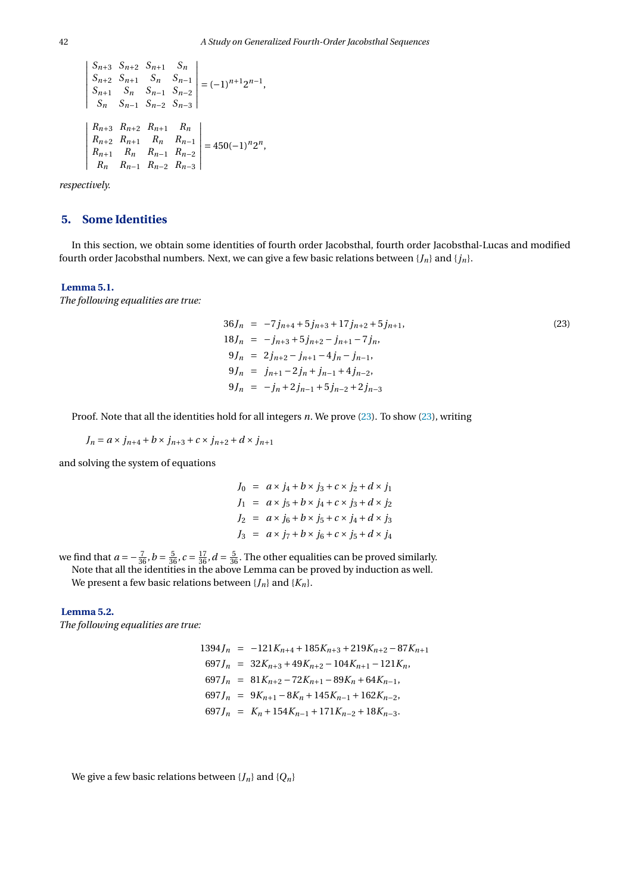$$\begin{vmatrix} S_{n+3} & S_{n+2} & S_{n+1} & S_n \\ S_{n+2} & S_{n+1} & S_n & S_{n-1} \\ S_{n+1} & S_n & S_{n-1} & S_{n-2} \\ S_n & S_{n-1} & S_{n-2} & S_{n-3} \end{vmatrix} = (-1)^{n+1}2^{n-1},$$

$$\begin{vmatrix} R_{n+3} & R_{n+2} & R_{n+1} & R_n \\ R_{n+2} & R_{n+1} & R_n & R_{n-1} \\ R_{n+1} & R_n & R_{n-1} & R_{n-2} \\ R_n & R_{n-1} & R_{n-2} & R_{n-3} \end{vmatrix} = 450(-1)^n 2^n,$$

*respectively.*

## 5. Some Identities

In this section, we obtain some identities of fourth order Jacobsthal, fourth order Jacobsthal-Lucas and modified fourth order Jacobsthal numbers. Next, we can give a few basic relations between $\{J_n\}$ and $\{j_n\}$.

**Lemma 5.1.**
*The following equalities are true:*

$$\begin{aligned} 36J_n &= -7j_{n+4} + 5j_{n+3} + 17j_{n+2} + 5j_{n+1}, \qquad (23) \\ 18J_n &= -j_{n+3} + 5j_{n+2} - j_{n+1} - 7j_n, \\ 9J_n &= 2j_{n+2} - j_{n+1} - 4j_n - j_{n-1}, \\ 9J_n &= j_{n+1} - 2j_n + j_{n-1} + 4j_{n-2}, \\ 9J_n &= -j_n + 2j_{n-1} + 5j_{n-2} + 2j_{n-3} \end{aligned}$$

Proof. Note that all the identities hold for all integers $n$. We prove (23). To show (23), writing

$$J_n = a \times j_{n+4} + b \times j_{n+3} + c \times j_{n+2} + d \times j_{n+1}$$

and solving the system of equations

$$\begin{aligned} J_0 &= a \times j_4 + b \times j_3 + c \times j_2 + d \times j_1 \\ J_1 &= a \times j_5 + b \times j_4 + c \times j_3 + d \times j_2 \\ J_2 &= a \times j_6 + b \times j_5 + c \times j_4 + d \times j_3 \\ J_3 &= a \times j_7 + b \times j_6 + c \times j_5 + d \times j_4 \end{aligned}$$

we find that $a = -\frac{7}{36}, b = \frac{5}{36}, c = \frac{17}{36}, d = \frac{5}{36}$. The other equalities can be proved similarly.

Note that all the identities in the above Lemma can be proved by induction as well.

We present a few basic relations between $\{J_n\}$ and $\{K_n\}$.

**Lemma 5.2.**
*The following equalities are true:*

$$\begin{aligned} 1394J_n &= -121K_{n+4} + 185K_{n+3} + 219K_{n+2} - 87K_{n+1} \\ 697J_n &= 32K_{n+3} + 49K_{n+2} - 104K_{n+1} - 121K_n, \\ 697J_n &= 81K_{n+2} - 72K_{n+1} - 89K_n + 64K_{n-1}, \\ 697J_n &= 9K_{n+1} - 8K_n + 145K_{n-1} + 162K_{n-2}, \\ 697J_n &= K_n + 154K_{n-1} + 171K_{n-2} + 18K_{n-3}. \end{aligned}$$

We give a few basic relations between $\{J_n\}$ and $\{Q_n\}$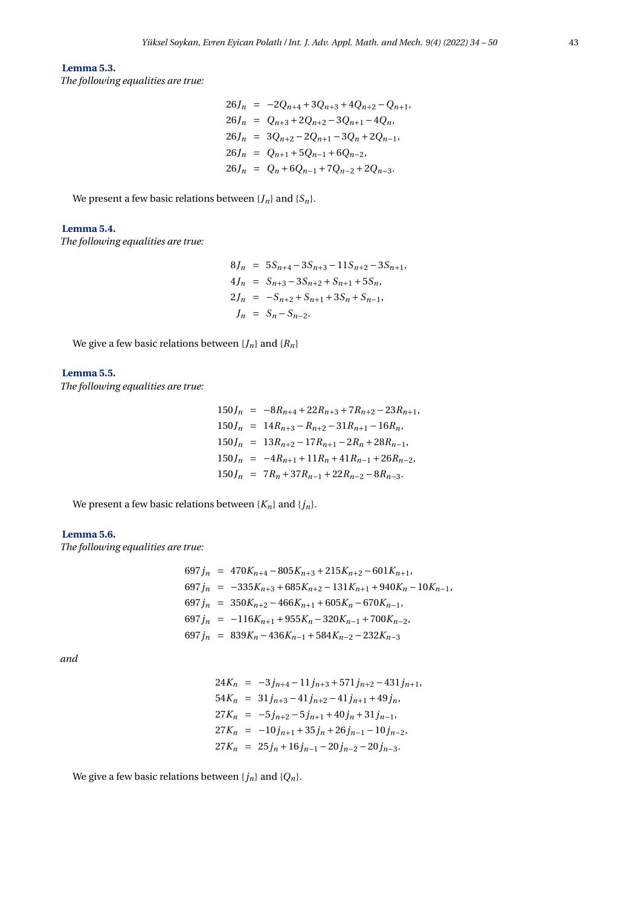**Lemma 5.3.**
*The following equalities are true:*

$$
\begin{aligned}
26J_n &= -2Q_{n+4}+3Q_{n+3}+4Q_{n+2}-Q_{n+1},\\
26J_n &= Q_{n+3}+2Q_{n+2}-3Q_{n+1}-4Q_n,\\
26J_n &= 3Q_{n+2}-2Q_{n+1}-3Q_n+2Q_{n-1},\\
26J_n &= Q_{n+1}+5Q_{n-1}+6Q_{n-2},\\
26J_n &= Q_n+6Q_{n-1}+7Q_{n-2}+2Q_{n-3}.
\end{aligned}
$$

We present a few basic relations between $\{J_n\}$ and $\{S_n\}$.

**Lemma 5.4.**
*The following equalities are true:*

$$
\begin{aligned}
8J_n &= 5S_{n+4}-3S_{n+3}-11S_{n+2}-3S_{n+1},\\
4J_n &= S_{n+3}-3S_{n+2}+S_{n+1}+5S_n,\\
2J_n &= -S_{n+2}+S_{n+1}+3S_n+S_{n-1},\\
J_n &= S_n-S_{n-2}.
\end{aligned}
$$

We give a few basic relations between $\{J_n\}$ and $\{R_n\}$

**Lemma 5.5.**
*The following equalities are true:*

$$
\begin{aligned}
150J_n &= -8R_{n+4}+22R_{n+3}+7R_{n+2}-23R_{n+1},\\
150J_n &= 14R_{n+3}-R_{n+2}-31R_{n+1}-16R_n,\\
150J_n &= 13R_{n+2}-17R_{n+1}-2R_n+28R_{n-1},\\
150J_n &= -4R_{n+1}+11R_n+41R_{n-1}+26R_{n-2},\\
150J_n &= 7R_n+37R_{n-1}+22R_{n-2}-8R_{n-3}.
\end{aligned}
$$

We present a few basic relations between $\{K_n\}$ and $\{j_n\}$.

**Lemma 5.6.**
*The following equalities are true:*

$$
\begin{aligned}
697j_n &= 470K_{n+4}-805K_{n+3}+215K_{n+2}-601K_{n+1},\\
697j_n &= -335K_{n+3}+685K_{n+2}-131K_{n+1}+940K_n-10K_{n-1},\\
697j_n &= 350K_{n+2}-466K_{n+1}+605K_n-670K_{n-1},\\
697j_n &= -116K_{n+1}+955K_n-320K_{n-1}+700K_{n-2},\\
697j_n &= 839K_n-436K_{n-1}+584K_{n-2}-232K_{n-3}
\end{aligned}
$$

*and*

$$
\begin{aligned}
24K_n &= -3j_{n+4}-11j_{n+3}+571j_{n+2}-431j_{n+1},\\
54K_n &= 31j_{n+3}-41j_{n+2}-41j_{n+1}+49j_n,\\
27K_n &= -5j_{n+2}-5j_{n+1}+40j_n+31j_{n-1},\\
27K_n &= -10j_{n+1}+35j_n+26j_{n-1}-10j_{n-2},\\
27K_n &= 25j_n+16j_{n-1}-20j_{n-2}-20j_{n-3}.
\end{aligned}
$$

We give a few basic relations between $\{j_n\}$ and $\{Q_n\}$.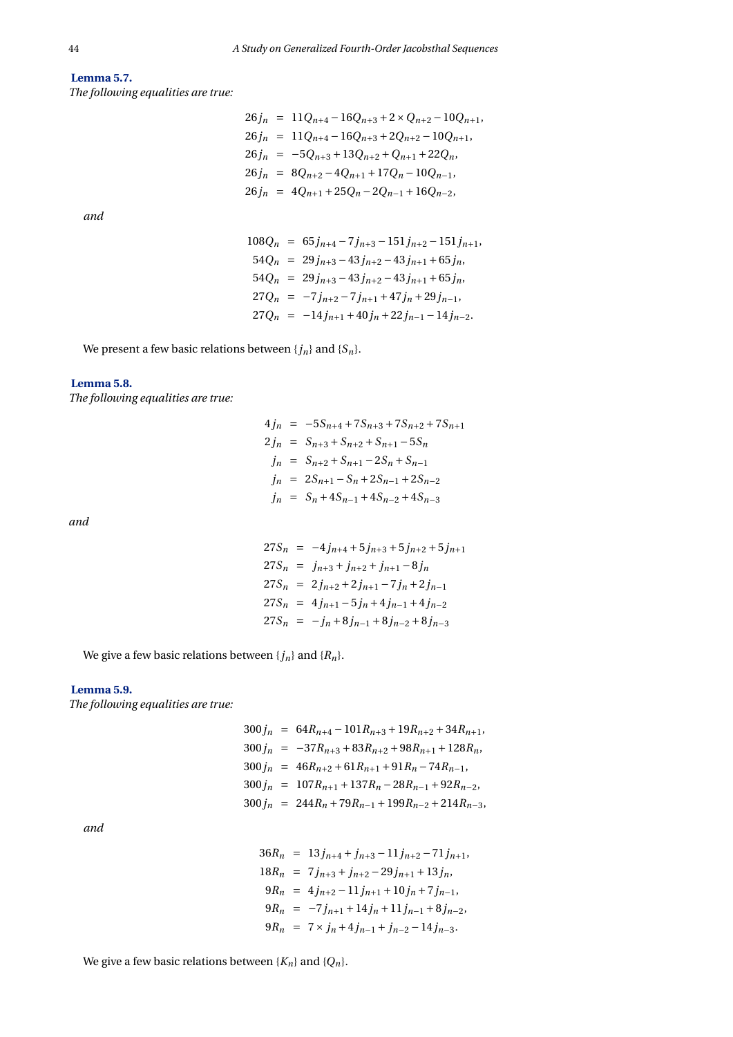**Lemma 5.7.**
*The following equalities are true:*

$$
\begin{aligned}
26j_n &= 11Q_{n+4} - 16Q_{n+3} + 2 \times Q_{n+2} - 10Q_{n+1},\\
26j_n &= 11Q_{n+4} - 16Q_{n+3} + 2Q_{n+2} - 10Q_{n+1},\\
26j_n &= -5Q_{n+3} + 13Q_{n+2} + Q_{n+1} + 22Q_n,\\
26j_n &= 8Q_{n+2} - 4Q_{n+1} + 17Q_n - 10Q_{n-1},\\
26j_n &= 4Q_{n+1} + 25Q_n - 2Q_{n-1} + 16Q_{n-2},
\end{aligned}
$$

*and*

$$
\begin{aligned}
108Q_n &= 65j_{n+4} - 7j_{n+3} - 151j_{n+2} - 151j_{n+1},\\
54Q_n &= 29j_{n+3} - 43j_{n+2} - 43j_{n+1} + 65j_n,\\
54Q_n &= 29j_{n+3} - 43j_{n+2} - 43j_{n+1} + 65j_n,\\
27Q_n &= -7j_{n+2} - 7j_{n+1} + 47j_n + 29j_{n-1},\\
27Q_n &= -14j_{n+1} + 40j_n + 22j_{n-1} - 14j_{n-2}.
\end{aligned}
$$

We present a few basic relations between $\{j_n\}$ and $\{S_n\}$.

**Lemma 5.8.**
*The following equalities are true:*

$$
\begin{aligned}
4j_n &= -5S_{n+4} + 7S_{n+3} + 7S_{n+2} + 7S_{n+1}\\
2j_n &= S_{n+3} + S_{n+2} + S_{n+1} - 5S_n\\
j_n &= S_{n+2} + S_{n+1} - 2S_n + S_{n-1}\\
j_n &= 2S_{n+1} - S_n + 2S_{n-1} + 2S_{n-2}\\
j_n &= S_n + 4S_{n-1} + 4S_{n-2} + 4S_{n-3}
\end{aligned}
$$

*and*

$$
\begin{aligned}
27S_n &= -4j_{n+4} + 5j_{n+3} + 5j_{n+2} + 5j_{n+1}\\
27S_n &= j_{n+3} + j_{n+2} + j_{n+1} - 8j_n\\
27S_n &= 2j_{n+2} + 2j_{n+1} - 7j_n + 2j_{n-1}\\
27S_n &= 4j_{n+1} - 5j_n + 4j_{n-1} + 4j_{n-2}\\
27S_n &= -j_n + 8j_{n-1} + 8j_{n-2} + 8j_{n-3}
\end{aligned}
$$

We give a few basic relations between $\{j_n\}$ and $\{R_n\}$.

**Lemma 5.9.**
*The following equalities are true:*

$$
\begin{aligned}
300j_n &= 64R_{n+4} - 101R_{n+3} + 19R_{n+2} + 34R_{n+1},\\
300j_n &= -37R_{n+3} + 83R_{n+2} + 98R_{n+1} + 128R_n,\\
300j_n &= 46R_{n+2} + 61R_{n+1} + 91R_n - 74R_{n-1},\\
300j_n &= 107R_{n+1} + 137R_n - 28R_{n-1} + 92R_{n-2},\\
300j_n &= 244R_n + 79R_{n-1} + 199R_{n-2} + 214R_{n-3},
\end{aligned}
$$

*and*

$$
\begin{aligned}
36R_n &= 13j_{n+4} + j_{n+3} - 11j_{n+2} - 71j_{n+1},\\
18R_n &= 7j_{n+3} + j_{n+2} - 29j_{n+1} + 13j_n,\\
9R_n &= 4j_{n+2} - 11j_{n+1} + 10j_n + 7j_{n-1},\\
9R_n &= -7j_{n+1} + 14j_n + 11j_{n-1} + 8j_{n-2},\\
9R_n &= 7 \times j_n + 4j_{n-1} + j_{n-2} - 14j_{n-3}.
\end{aligned}
$$

We give a few basic relations between $\{K_n\}$ and $\{Q_n\}$.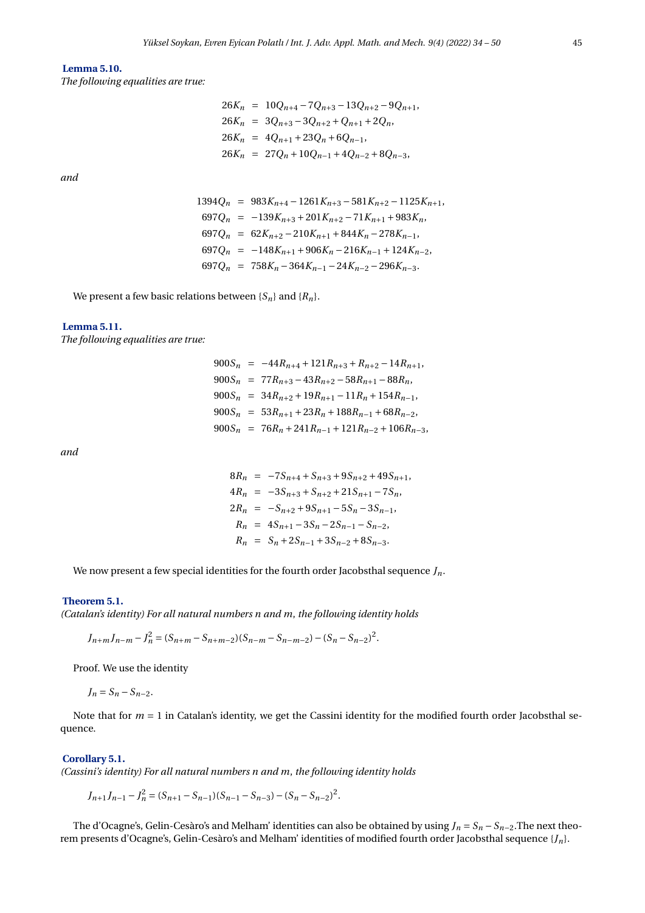**Lemma 5.10.**
*The following equalities are true:*

$$
\begin{aligned}
26K_n &= 10Q_{n+4} - 7Q_{n+3} - 13Q_{n+2} - 9Q_{n+1}, \\
26K_n &= 3Q_{n+3} - 3Q_{n+2} + Q_{n+1} + 2Q_n, \\
26K_n &= 4Q_{n+1} + 23Q_n + 6Q_{n-1}, \\
26K_n &= 27Q_n + 10Q_{n-1} + 4Q_{n-2} + 8Q_{n-3},
\end{aligned}
$$

*and*

$$
\begin{aligned}
1394Q_n &= 983K_{n+4} - 1261K_{n+3} - 581K_{n+2} - 1125K_{n+1}, \\
697Q_n &= -139K_{n+3} + 201K_{n+2} - 71K_{n+1} + 983K_n, \\
697Q_n &= 62K_{n+2} - 210K_{n+1} + 844K_n - 278K_{n-1}, \\
697Q_n &= -148K_{n+1} + 906K_n - 216K_{n-1} + 124K_{n-2}, \\
697Q_n &= 758K_n - 364K_{n-1} - 24K_{n-2} - 296K_{n-3}.
\end{aligned}
$$

We present a few basic relations between $\{S_n\}$ and $\{R_n\}$.

**Lemma 5.11.**
*The following equalities are true:*

$$
\begin{aligned}
900S_n &= -44R_{n+4} + 121R_{n+3} + R_{n+2} - 14R_{n+1}, \\
900S_n &= 77R_{n+3} - 43R_{n+2} - 58R_{n+1} - 88R_n, \\
900S_n &= 34R_{n+2} + 19R_{n+1} - 11R_n + 154R_{n-1}, \\
900S_n &= 53R_{n+1} + 23R_n + 188R_{n-1} + 68R_{n-2}, \\
900S_n &= 76R_n + 241R_{n-1} + 121R_{n-2} + 106R_{n-3},
\end{aligned}
$$

*and*

$$
\begin{aligned}
8R_n &= -7S_{n+4} + S_{n+3} + 9S_{n+2} + 49S_{n+1}, \\
4R_n &= -3S_{n+3} + S_{n+2} + 21S_{n+1} - 7S_n, \\
2R_n &= -S_{n+2} + 9S_{n+1} - 5S_n - 3S_{n-1}, \\
R_n &= 4S_{n+1} - 3S_n - 2S_{n-1} - S_{n-2}, \\
R_n &= S_n + 2S_{n-1} + 3S_{n-2} + 8S_{n-3}.
\end{aligned}
$$

We now present a few special identities for the fourth order Jacobsthal sequence $J_n$.

**Theorem 5.1.**
*(Catalan's identity) For all natural numbers $n$ and $m$, the following identity holds*

$$J_{n+m}J_{n-m} - J_n^2 = (S_{n+m} - S_{n+m-2})(S_{n-m} - S_{n-m-2}) - (S_n - S_{n-2})^2.$$

Proof. We use the identity

$$J_n = S_n - S_{n-2}.$$

Note that for $m = 1$ in Catalan's identity, we get the Cassini identity for the modified fourth order Jacobsthal sequence.

**Corollary 5.1.**
*(Cassini's identity) For all natural numbers $n$ and $m$, the following identity holds*

$$J_{n+1}J_{n-1} - J_n^2 = (S_{n+1} - S_{n-1})(S_{n-1} - S_{n-3}) - (S_n - S_{n-2})^2.$$

The d'Ocagne's, Gelin-Cesàro's and Melham' identities can also be obtained by using $J_n = S_n - S_{n-2}$.The next theorem presents d'Ocagne's, Gelin-Cesàro's and Melham' identities of modified fourth order Jacobsthal sequence $\{J_n\}$.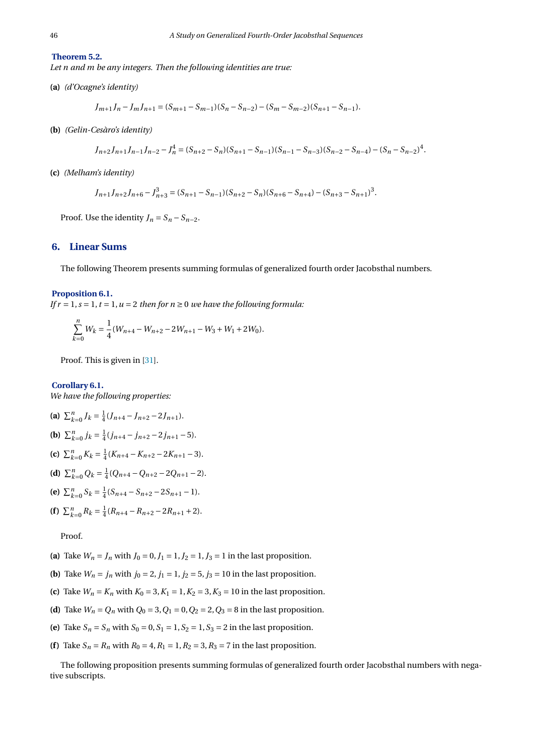**Theorem 5.2.**
*Let n and m be any integers. Then the following identities are true:*

**(a)** *(d'Ocagne's identity)*

$$J_{m+1}J_n - J_mJ_{n+1} = (S_{m+1} - S_{m-1})(S_n - S_{n-2}) - (S_m - S_{m-2})(S_{n+1} - S_{n-1}).$$

**(b)** *(Gelin-Cesàro's identity)*

$$J_{n+2}J_{n+1}J_{n-1}J_{n-2} - J_n^4 = (S_{n+2} - S_n)(S_{n+1} - S_{n-1})(S_{n-1} - S_{n-3})(S_{n-2} - S_{n-4}) - (S_n - S_{n-2})^4.$$

**(c)** *(Melham's identity)*

$$J_{n+1}J_{n+2}J_{n+6} - J_{n+3}^3 = (S_{n+1} - S_{n-1})(S_{n+2} - S_n)(S_{n+6} - S_{n+4}) - (S_{n+3} - S_{n+1})^3.$$

Proof. Use the identity $J_n = S_n - S_{n-2}$.

## 6. Linear Sums

The following Theorem presents summing formulas of generalized fourth order Jacobsthal numbers.

**Proposition 6.1.**
*If $r = 1, s = 1, t = 1, u = 2$ then for $n \geq 0$ we have the following formula:*

$$\sum_{k=0}^{n} W_k = \frac{1}{4}(W_{n+4} - W_{n+2} - 2W_{n+1} - W_3 + W_1 + 2W_0).$$

Proof. This is given in [31].

**Corollary 6.1.**
*We have the following properties:*

**(a)** $\sum_{k=0}^{n} J_k = \frac{1}{4}(J_{n+4} - J_{n+2} - 2J_{n+1})$.

**(b)** $\sum_{k=0}^{n} j_k = \frac{1}{4}(j_{n+4} - j_{n+2} - 2j_{n+1} - 5)$.

**(c)** $\sum_{k=0}^{n} K_k = \frac{1}{4}(K_{n+4} - K_{n+2} - 2K_{n+1} - 3)$.

**(d)** $\sum_{k=0}^{n} Q_k = \frac{1}{4}(Q_{n+4} - Q_{n+2} - 2Q_{n+1} - 2)$.

**(e)** $\sum_{k=0}^{n} S_k = \frac{1}{4}(S_{n+4} - S_{n+2} - 2S_{n+1} - 1)$.

**(f)** $\sum_{k=0}^{n} R_k = \frac{1}{4}(R_{n+4} - R_{n+2} - 2R_{n+1} + 2)$.

Proof.

**(a)** Take $W_n = J_n$ with $J_0 = 0, J_1 = 1, J_2 = 1, J_3 = 1$ in the last proposition.

**(b)** Take $W_n = j_n$ with $j_0 = 2, j_1 = 1, j_2 = 5, j_3 = 10$ in the last proposition.

**(c)** Take $W_n = K_n$ with $K_0 = 3, K_1 = 1, K_2 = 3, K_3 = 10$ in the last proposition.

**(d)** Take $W_n = Q_n$ with $Q_0 = 3, Q_1 = 0, Q_2 = 2, Q_3 = 8$ in the last proposition.

**(e)** Take $S_n = S_n$ with $S_0 = 0, S_1 = 1, S_2 = 1, S_3 = 2$ in the last proposition.

**(f)** Take $S_n = R_n$ with $R_0 = 4, R_1 = 1, R_2 = 3, R_3 = 7$ in the last proposition.

The following proposition presents summing formulas of generalized fourth order Jacobsthal numbers with negative subscripts.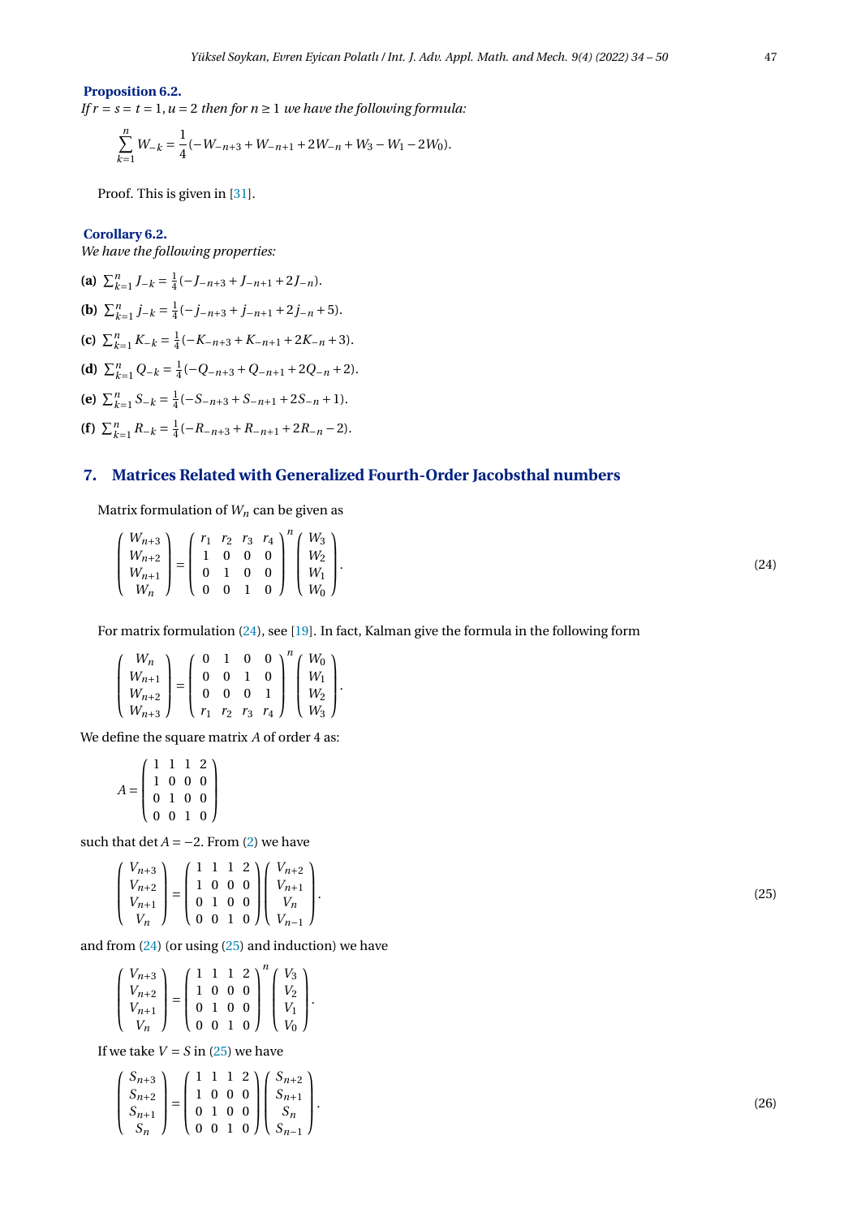**Proposition 6.2.**
*If $r = s = t = 1, u = 2$ then for $n \geq 1$ we have the following formula:*

$$\sum_{k=1}^{n} W_{-k} = \frac{1}{4}(-W_{-n+3} + W_{-n+1} + 2W_{-n} + W_3 - W_1 - 2W_0).$$

Proof. This is given in [31].

**Corollary 6.2.**
*We have the following properties:*

**(a)** $\sum_{k=1}^{n} J_{-k} = \frac{1}{4}(-J_{-n+3} + J_{-n+1} + 2J_{-n})$.

**(b)** $\sum_{k=1}^{n} j_{-k} = \frac{1}{4}(-j_{-n+3} + j_{-n+1} + 2j_{-n} + 5)$.

**(c)** $\sum_{k=1}^{n} K_{-k} = \frac{1}{4}(-K_{-n+3} + K_{-n+1} + 2K_{-n} + 3)$.

**(d)** $\sum_{k=1}^{n} Q_{-k} = \frac{1}{4}(-Q_{-n+3} + Q_{-n+1} + 2Q_{-n} + 2)$.

**(e)** $\sum_{k=1}^{n} S_{-k} = \frac{1}{4}(-S_{-n+3} + S_{-n+1} + 2S_{-n} + 1)$.

**(f)** $\sum_{k=1}^{n} R_{-k} = \frac{1}{4}(-R_{-n+3} + R_{-n+1} + 2R_{-n} - 2)$.

## 7. Matrices Related with Generalized Fourth-Order Jacobsthal numbers

Matrix formulation of $W_n$ can be given as

$$\begin{pmatrix} W_{n+3} \\ W_{n+2} \\ W_{n+1} \\ W_n \end{pmatrix} = \begin{pmatrix} r_1 & r_2 & r_3 & r_4 \\ 1 & 0 & 0 & 0 \\ 0 & 1 & 0 & 0 \\ 0 & 0 & 1 & 0 \end{pmatrix}^n \begin{pmatrix} W_3 \\ W_2 \\ W_1 \\ W_0 \end{pmatrix}. \tag{24}$$

For matrix formulation (24), see [19]. In fact, Kalman give the formula in the following form

$$\begin{pmatrix} W_n \\ W_{n+1} \\ W_{n+2} \\ W_{n+3} \end{pmatrix} = \begin{pmatrix} 0 & 1 & 0 & 0 \\ 0 & 0 & 1 & 0 \\ 0 & 0 & 0 & 1 \\ r_1 & r_2 & r_3 & r_4 \end{pmatrix}^n \begin{pmatrix} W_0 \\ W_1 \\ W_2 \\ W_3 \end{pmatrix}.$$

We define the square matrix $A$ of order 4 as:

$$A = \begin{pmatrix} 1 & 1 & 1 & 2 \\ 1 & 0 & 0 & 0 \\ 0 & 1 & 0 & 0 \\ 0 & 0 & 1 & 0 \end{pmatrix}$$

such that $\det A = -2$. From (2) we have

$$\begin{pmatrix} V_{n+3} \\ V_{n+2} \\ V_{n+1} \\ V_n \end{pmatrix} = \begin{pmatrix} 1 & 1 & 1 & 2 \\ 1 & 0 & 0 & 0 \\ 0 & 1 & 0 & 0 \\ 0 & 0 & 1 & 0 \end{pmatrix} \begin{pmatrix} V_{n+2} \\ V_{n+1} \\ V_n \\ V_{n-1} \end{pmatrix}. \tag{25}$$

and from (24) (or using (25) and induction) we have

$$\begin{pmatrix} V_{n+3} \\ V_{n+2} \\ V_{n+1} \\ V_n \end{pmatrix} = \begin{pmatrix} 1 & 1 & 1 & 2 \\ 1 & 0 & 0 & 0 \\ 0 & 1 & 0 & 0 \\ 0 & 0 & 1 & 0 \end{pmatrix}^n \begin{pmatrix} V_3 \\ V_2 \\ V_1 \\ V_0 \end{pmatrix}.$$

If we take $V = S$ in (25) we have

$$\begin{pmatrix} S_{n+3} \\ S_{n+2} \\ S_{n+1} \\ S_n \end{pmatrix} = \begin{pmatrix} 1 & 1 & 1 & 2 \\ 1 & 0 & 0 & 0 \\ 0 & 1 & 0 & 0 \\ 0 & 0 & 1 & 0 \end{pmatrix} \begin{pmatrix} S_{n+2} \\ S_{n+1} \\ S_n \\ S_{n-1} \end{pmatrix}. \tag{26}$$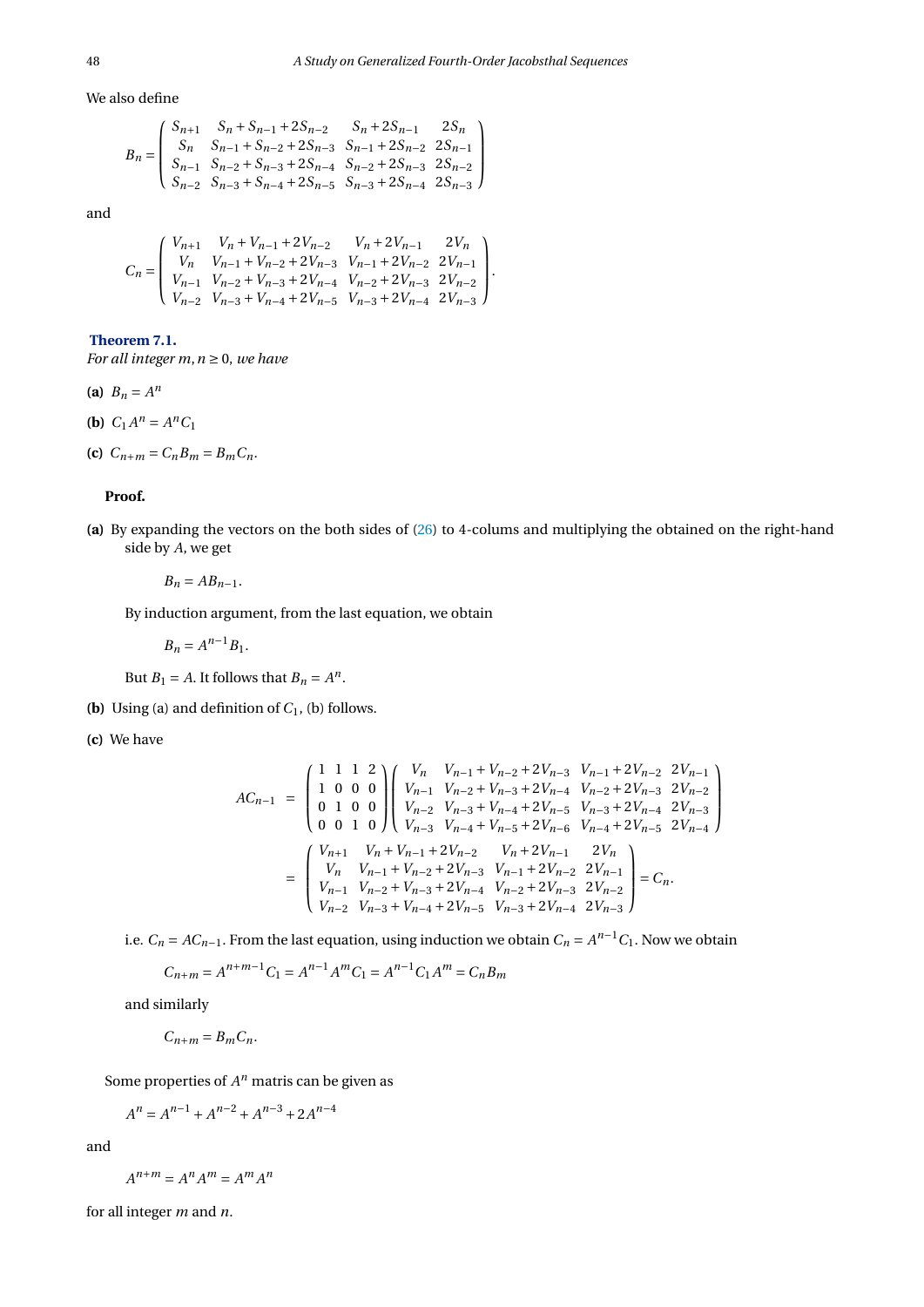We also define

$$B_n = \begin{pmatrix} S_{n+1} & S_n + S_{n-1} + 2S_{n-2} & S_n + 2S_{n-1} & 2S_n \\ S_n & S_{n-1} + S_{n-2} + 2S_{n-3} & S_{n-1} + 2S_{n-2} & 2S_{n-1} \\ S_{n-1} & S_{n-2} + S_{n-3} + 2S_{n-4} & S_{n-2} + 2S_{n-3} & 2S_{n-2} \\ S_{n-2} & S_{n-3} + S_{n-4} + 2S_{n-5} & S_{n-3} + 2S_{n-4} & 2S_{n-3} \end{pmatrix}$$

and

$$C_n = \begin{pmatrix} V_{n+1} & V_n + V_{n-1} + 2V_{n-2} & V_n + 2V_{n-1} & 2V_n \\ V_n & V_{n-1} + V_{n-2} + 2V_{n-3} & V_{n-1} + 2V_{n-2} & 2V_{n-1} \\ V_{n-1} & V_{n-2} + V_{n-3} + 2V_{n-4} & V_{n-2} + 2V_{n-3} & 2V_{n-2} \\ V_{n-2} & V_{n-3} + V_{n-4} + 2V_{n-5} & V_{n-3} + 2V_{n-4} & 2V_{n-3} \end{pmatrix}.$$

**Theorem 7.1.**
*For all integer $m, n \geq 0$, we have*

**(a)** $B_n = A^n$

**(b)** $C_1 A^n = A^n C_1$

**(c)** $C_{n+m} = C_n B_m = B_m C_n$.

**Proof.**

**(a)** By expanding the vectors on the both sides of (26) to 4-colums and multiplying the obtained on the right-hand side by $A$, we get

$$B_n = AB_{n-1}.$$

By induction argument, from the last equation, we obtain

$$B_n = A^{n-1} B_1.$$

But $B_1 = A$. It follows that $B_n = A^n$.

**(b)** Using (a) and definition of $C_1$, (b) follows.

**(c)** We have

$$\begin{aligned} AC_{n-1} &= \begin{pmatrix} 1 & 1 & 1 & 2 \\ 1 & 0 & 0 & 0 \\ 0 & 1 & 0 & 0 \\ 0 & 0 & 1 & 0 \end{pmatrix} \begin{pmatrix} V_n & V_{n-1} + V_{n-2} + 2V_{n-3} & V_{n-1} + 2V_{n-2} & 2V_{n-1} \\ V_{n-1} & V_{n-2} + V_{n-3} + 2V_{n-4} & V_{n-2} + 2V_{n-3} & 2V_{n-2} \\ V_{n-2} & V_{n-3} + V_{n-4} + 2V_{n-5} & V_{n-3} + 2V_{n-4} & 2V_{n-3} \\ V_{n-3} & V_{n-4} + V_{n-5} + 2V_{n-6} & V_{n-4} + 2V_{n-5} & 2V_{n-4} \end{pmatrix} \\ &= \begin{pmatrix} V_{n+1} & V_n + V_{n-1} + 2V_{n-2} & V_n + 2V_{n-1} & 2V_n \\ V_n & V_{n-1} + V_{n-2} + 2V_{n-3} & V_{n-1} + 2V_{n-2} & 2V_{n-1} \\ V_{n-1} & V_{n-2} + V_{n-3} + 2V_{n-4} & V_{n-2} + 2V_{n-3} & 2V_{n-2} \\ V_{n-2} & V_{n-3} + V_{n-4} + 2V_{n-5} & V_{n-3} + 2V_{n-4} & 2V_{n-3} \end{pmatrix} = C_n. \end{aligned}$$

i.e. $C_n = AC_{n-1}$. From the last equation, using induction we obtain $C_n = A^{n-1}C_1$. Now we obtain

$$C_{n+m} = A^{n+m-1}C_1 = A^{n-1}A^m C_1 = A^{n-1}C_1 A^m = C_n B_m$$

and similarly

$$C_{n+m} = B_m C_n.$$

Some properties of $A^n$ matris can be given as

$$A^n = A^{n-1} + A^{n-2} + A^{n-3} + 2A^{n-4}$$

and

$$A^{n+m} = A^n A^m = A^m A^n$$

for all integer $m$ and $n$.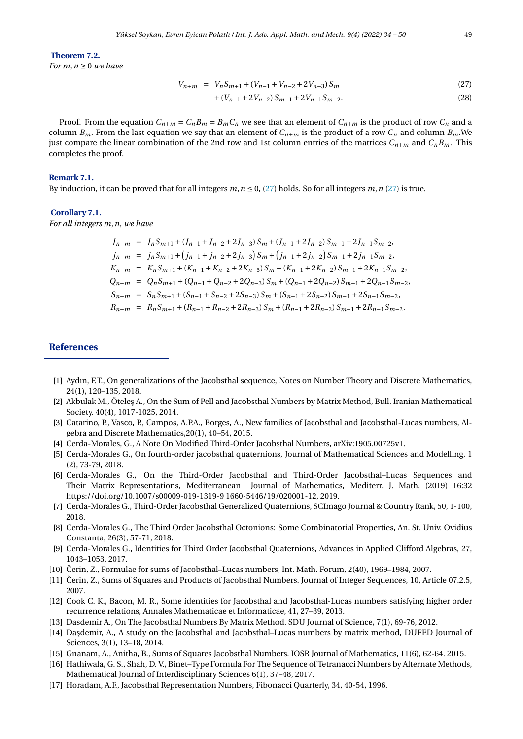**Theorem 7.2.**
*For $m,n \geq 0$ we have*

$$
\begin{aligned}
V_{n+m} &= V_n S_{m+1} + (V_{n-1} + V_{n-2} + 2V_{n-3}) S_m & (27)\\
&\quad + (V_{n-1} + 2V_{n-2}) S_{m-1} + 2V_{n-1} S_{m-2}. & (28)
\end{aligned}
$$

Proof. From the equation $C_{n+m} = C_n B_m = B_m C_n$ we see that an element of $C_{n+m}$ is the product of row $C_n$ and a column $B_m$. From the last equation we say that an element of $C_{n+m}$ is the product of a row $C_n$ and column $B_m$.We just compare the linear combination of the 2nd row and 1st column entries of the matrices $C_{n+m}$ and $C_n B_m$. This completes the proof.

**Remark 7.1.**
By induction, it can be proved that for all integers $m,n \leq 0$, (27) holds. So for all integers $m,n$ (27) is true.

**Corollary 7.1.**
*For all integers $m,n$, we have*

$$
\begin{aligned}
J_{n+m} &= J_n S_{m+1} + (J_{n-1} + J_{n-2} + 2J_{n-3}) S_m + (J_{n-1} + 2J_{n-2}) S_{m-1} + 2J_{n-1} S_{m-2},\\
j_{n+m} &= j_n S_{m+1} + \left(j_{n-1} + j_{n-2} + 2j_{n-3}\right) S_m + \left(j_{n-1} + 2j_{n-2}\right) S_{m-1} + 2j_{n-1} S_{m-2},\\
K_{n+m} &= K_n S_{m+1} + (K_{n-1} + K_{n-2} + 2K_{n-3}) S_m + (K_{n-1} + 2K_{n-2}) S_{m-1} + 2K_{n-1} S_{m-2},\\
Q_{n+m} &= Q_n S_{m+1} + (Q_{n-1} + Q_{n-2} + 2Q_{n-3}) S_m + (Q_{n-1} + 2Q_{n-2}) S_{m-1} + 2Q_{n-1} S_{m-2},\\
S_{n+m} &= S_n S_{m+1} + (S_{n-1} + S_{n-2} + 2S_{n-3}) S_m + (S_{n-1} + 2S_{n-2}) S_{m-1} + 2S_{n-1} S_{m-2},\\
R_{n+m} &= R_n S_{m+1} + (R_{n-1} + R_{n-2} + 2R_{n-3}) S_m + (R_{n-1} + 2R_{n-2}) S_{m-1} + 2R_{n-1} S_{m-2}.
\end{aligned}
$$

## References

[1] Aydın, F.T., On generalizations of the Jacobsthal sequence, Notes on Number Theory and Discrete Mathematics, 24(1), 120–135, 2018.

[2] Akbulak M., Öteleş A., On the Sum of Pell and Jacobsthal Numbers by Matrix Method, Bull. Iranian Mathematical Society. 40(4), 1017-1025, 2014.

[3] Catarino, P., Vasco, P., Campos, A.P.A., Borges, A., New families of Jacobsthal and Jacobsthal-Lucas numbers, Algebra and Discrete Mathematics,20(1), 40–54, 2015.

[4] Cerda-Morales, G., A Note On Modified Third-Order Jacobsthal Numbers, arXiv:1905.00725v1.

[5] Cerda-Morales G., On fourth-order jacobsthal quaternions, Journal of Mathematical Sciences and Modelling, 1 (2), 73-79, 2018.

[6] Cerda-Morales G., On the Third-Order Jacobsthal and Third-Order Jacobsthal–Lucas Sequences and Their Matrix Representations, Mediterranean Journal of Mathematics, Mediterr. J. Math. (2019) 16:32 https://doi.org/10.1007/s00009-019-1319-9 1660-5446/19/020001-12, 2019.

[7] Cerda-Morales G., Third-Order Jacobsthal Generalized Quaternions, SCImago Journal & Country Rank, 50, 1-100, 2018.

[8] Cerda-Morales G., The Third Order Jacobsthal Octonions: Some Combinatorial Properties, An. St. Univ. Ovidius Constanta, 26(3), 57-71, 2018.

[9] Cerda-Morales G., Identities for Third Order Jacobsthal Quaternions, Advances in Applied Clifford Algebras, 27, 1043–1053, 2017.

[10] Čerin, Z., Formulae for sums of Jacobsthal–Lucas numbers, Int. Math. Forum, 2(40), 1969–1984, 2007.

[11] Čerin, Z., Sums of Squares and Products of Jacobsthal Numbers. Journal of Integer Sequences, 10, Article 07.2.5, 2007.

[12] Cook C. K., Bacon, M. R., Some identities for Jacobsthal and Jacobsthal-Lucas numbers satisfying higher order recurrence relations, Annales Mathematicae et Informaticae, 41, 27–39, 2013.

[13] Dasdemir A., On The Jacobsthal Numbers By Matrix Method. SDU Journal of Science, 7(1), 69-76, 2012.

[14] Daşdemir, A., A study on the Jacobsthal and Jacobsthal–Lucas numbers by matrix method, DUFED Journal of Sciences, 3(1), 13–18, 2014.

[15] Gnanam, A., Anitha, B., Sums of Squares Jacobsthal Numbers. IOSR Journal of Mathematics, 11(6), 62-64. 2015.

[16] Hathiwala, G. S., Shah, D. V., Binet–Type Formula For The Sequence of Tetranacci Numbers by Alternate Methods, Mathematical Journal of Interdisciplinary Sciences 6(1), 37–48, 2017.

[17] Horadam, A.F., Jacobsthal Representation Numbers, Fibonacci Quarterly, 34, 40-54, 1996.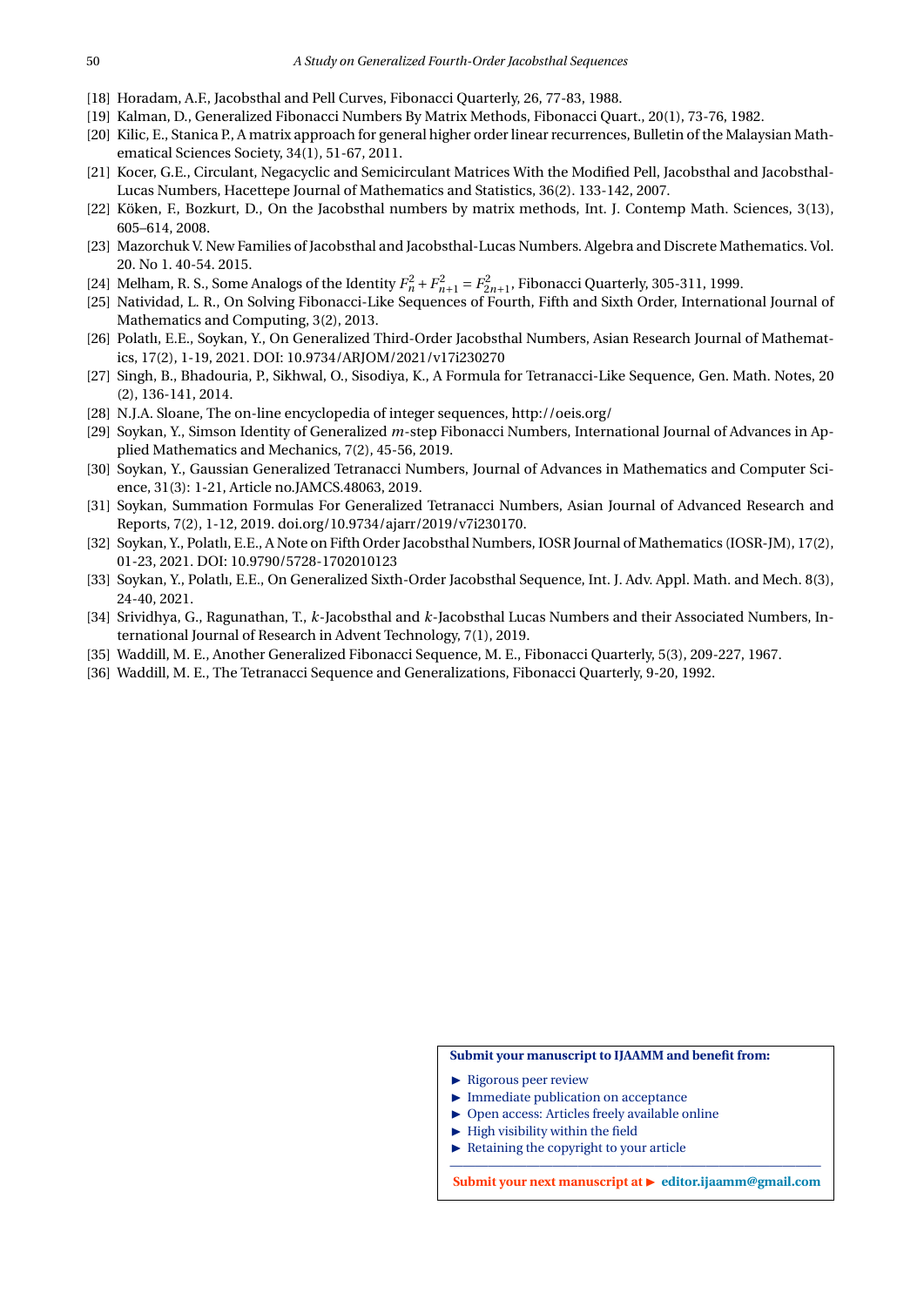[18] Horadam, A.F., Jacobsthal and Pell Curves, Fibonacci Quarterly, 26, 77-83, 1988.

[19] Kalman, D., Generalized Fibonacci Numbers By Matrix Methods, Fibonacci Quart., 20(1), 73-76, 1982.

[20] Kilic, E., Stanica P., A matrix approach for general higher order linear recurrences, Bulletin of the Malaysian Mathematical Sciences Society, 34(1), 51-67, 2011.

[21] Kocer, G.E., Circulant, Negacyclic and Semicirculant Matrices With the Modified Pell, Jacobsthal and Jacobsthal-Lucas Numbers, Hacettepe Journal of Mathematics and Statistics, 36(2). 133-142, 2007.

[22] Köken, F., Bozkurt, D., On the Jacobsthal numbers by matrix methods, Int. J. Contemp Math. Sciences, 3(13), 605–614, 2008.

[23] Mazorchuk V. New Families of Jacobsthal and Jacobsthal-Lucas Numbers. Algebra and Discrete Mathematics. Vol. 20. No 1. 40-54. 2015.

[24] Melham, R. S., Some Analogs of the Identity $F_n^2 + F_{n+1}^2 = F_{2n+1}^2$, Fibonacci Quarterly, 305-311, 1999.

[25] Natividad, L. R., On Solving Fibonacci-Like Sequences of Fourth, Fifth and Sixth Order, International Journal of Mathematics and Computing, 3(2), 2013.

[26] Polatlı, E.E., Soykan, Y., On Generalized Third-Order Jacobsthal Numbers, Asian Research Journal of Mathematics, 17(2), 1-19, 2021. DOI: 10.9734/ARJOM/2021/v17i230270

[27] Singh, B., Bhadouria, P., Sikhwal, O., Sisodiya, K., A Formula for Tetranacci-Like Sequence, Gen. Math. Notes, 20 (2), 136-141, 2014.

[28] N.J.A. Sloane, The on-line encyclopedia of integer sequences, http://oeis.org/

[29] Soykan, Y., Simson Identity of Generalized $m$-step Fibonacci Numbers, International Journal of Advances in Applied Mathematics and Mechanics, 7(2), 45-56, 2019.

[30] Soykan, Y., Gaussian Generalized Tetranacci Numbers, Journal of Advances in Mathematics and Computer Science, 31(3): 1-21, Article no.JAMCS.48063, 2019.

[31] Soykan, Summation Formulas For Generalized Tetranacci Numbers, Asian Journal of Advanced Research and Reports, 7(2), 1-12, 2019. doi.org/10.9734/ajarr/2019/v7i230170.

[32] Soykan, Y., Polatlı, E.E., A Note on Fifth Order Jacobsthal Numbers, IOSR Journal of Mathematics (IOSR-JM), 17(2), 01-23, 2021. DOI: 10.9790/5728-1702010123

[33] Soykan, Y., Polatlı, E.E., On Generalized Sixth-Order Jacobsthal Sequence, Int. J. Adv. Appl. Math. and Mech. 8(3), 24-40, 2021.

[34] Srividhya, G., Ragunathan, T., $k$-Jacobsthal and $k$-Jacobsthal Lucas Numbers and their Associated Numbers, International Journal of Research in Advent Technology, 7(1), 2019.

[35] Waddill, M. E., Another Generalized Fibonacci Sequence, M. E., Fibonacci Quarterly, 5(3), 209-227, 1967.

[36] Waddill, M. E., The Tetranacci Sequence and Generalizations, Fibonacci Quarterly, 9-20, 1992.

**Submit your manuscript to IJAAMM and benefit from:**

- ► Rigorous peer review
- ► Immediate publication on acceptance
- ► Open access: Articles freely available online
- ► High visibility within the field
- ► Retaining the copyright to your article

**Submit your next manuscript at ► editor.ijaamm@gmail.com**